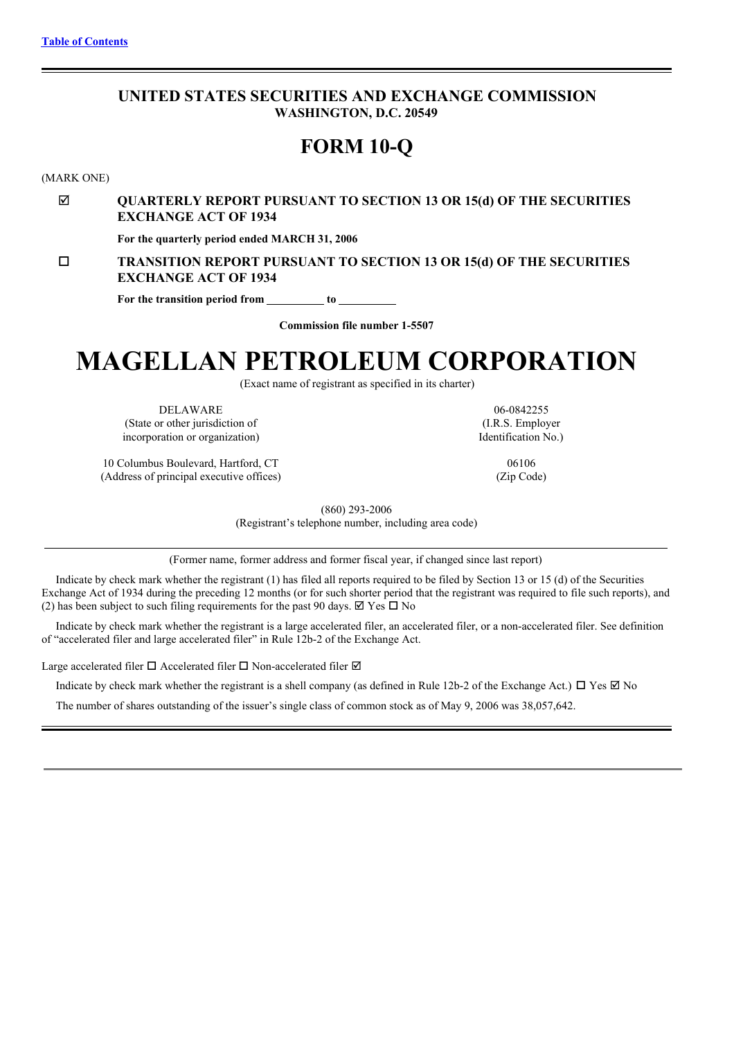[Table of Contents](#)

## UNITED STATES SECURITIES AND EXCHANGE COMMISSION
**WASHINGTON, D.C. 20549**

# FORM 10-Q

(MARK ONE)

☑ **QUARTERLY REPORT PURSUANT TO SECTION 13 OR 15(d) OF THE SECURITIES EXCHANGE ACT OF 1934**

**For the quarterly period ended MARCH 31, 2006**

☐ **TRANSITION REPORT PURSUANT TO SECTION 13 OR 15(d) OF THE SECURITIES EXCHANGE ACT OF 1934**

**For the transition period from __________ to __________**

**Commission file number 1-5507**

# MAGELLAN PETROLEUM CORPORATION

(Exact name of registrant as specified in its charter)

| | |
|---|---|
| DELAWARE<br>(State or other jurisdiction of incorporation or organization) | 06-0842255<br>(I.R.S. Employer Identification No.) |
| 10 Columbus Boulevard, Hartford, CT<br>(Address of principal executive offices) | 06106<br>(Zip Code) |

(860) 293-2006
(Registrant's telephone number, including area code)

(Former name, former address and former fiscal year, if changed since last report)

Indicate by check mark whether the registrant (1) has filed all reports required to be filed by Section 13 or 15 (d) of the Securities Exchange Act of 1934 during the preceding 12 months (or for such shorter period that the registrant was required to file such reports), and (2) has been subject to such filing requirements for the past 90 days. ☑ Yes ☐ No

Indicate by check mark whether the registrant is a large accelerated filer, an accelerated filer, or a non-accelerated filer. See definition of "accelerated filer and large accelerated filer" in Rule 12b-2 of the Exchange Act.

Large accelerated filer ☐ Accelerated filer ☐ Non-accelerated filer ☑

Indicate by check mark whether the registrant is a shell company (as defined in Rule 12b-2 of the Exchange Act.) ☐ Yes ☑ No

The number of shares outstanding of the issuer's single class of common stock as of May 9, 2006 was 38,057,642.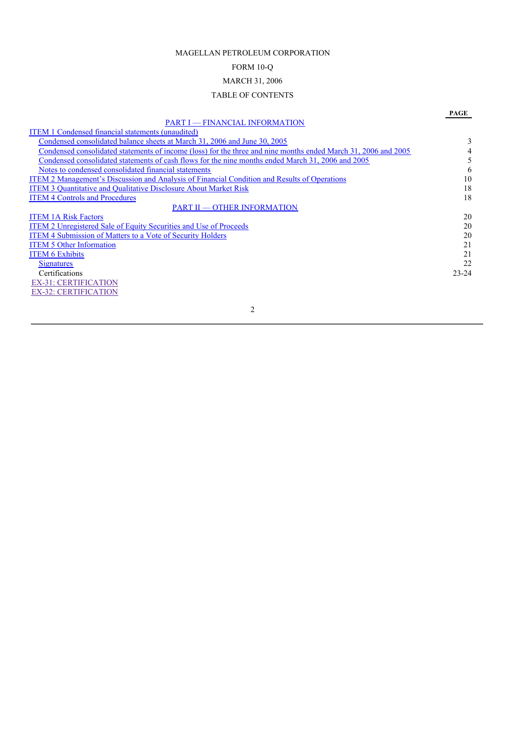MAGELLAN PETROLEUM CORPORATION

FORM 10-Q

MARCH 31, 2006

TABLE OF CONTENTS

| | PAGE |
|---|---|
| PART I — FINANCIAL INFORMATION | |
| ITEM 1 Condensed financial statements (unaudited) | |
| Condensed consolidated balance sheets at March 31, 2006 and June 30, 2005 | 3 |
| Condensed consolidated statements of income (loss) for the three and nine months ended March 31, 2006 and 2005 | 4 |
| Condensed consolidated statements of cash flows for the nine months ended March 31, 2006 and 2005 | 5 |
| Notes to condensed consolidated financial statements | 6 |
| ITEM 2 Management's Discussion and Analysis of Financial Condition and Results of Operations | 10 |
| ITEM 3 Quantitative and Qualitative Disclosure About Market Risk | 18 |
| ITEM 4 Controls and Procedures | 18 |
| PART II — OTHER INFORMATION | |
| ITEM 1A Risk Factors | 20 |
| ITEM 2 Unregistered Sale of Equity Securities and Use of Proceeds | 20 |
| ITEM 4 Submission of Matters to a Vote of Security Holders | 20 |
| ITEM 5 Other Information | 21 |
| ITEM 6 Exhibits | 21 |
| Signatures | 22 |
| Certifications | 23-24 |
| EX-31: CERTIFICATION | |
| EX-32: CERTIFICATION | |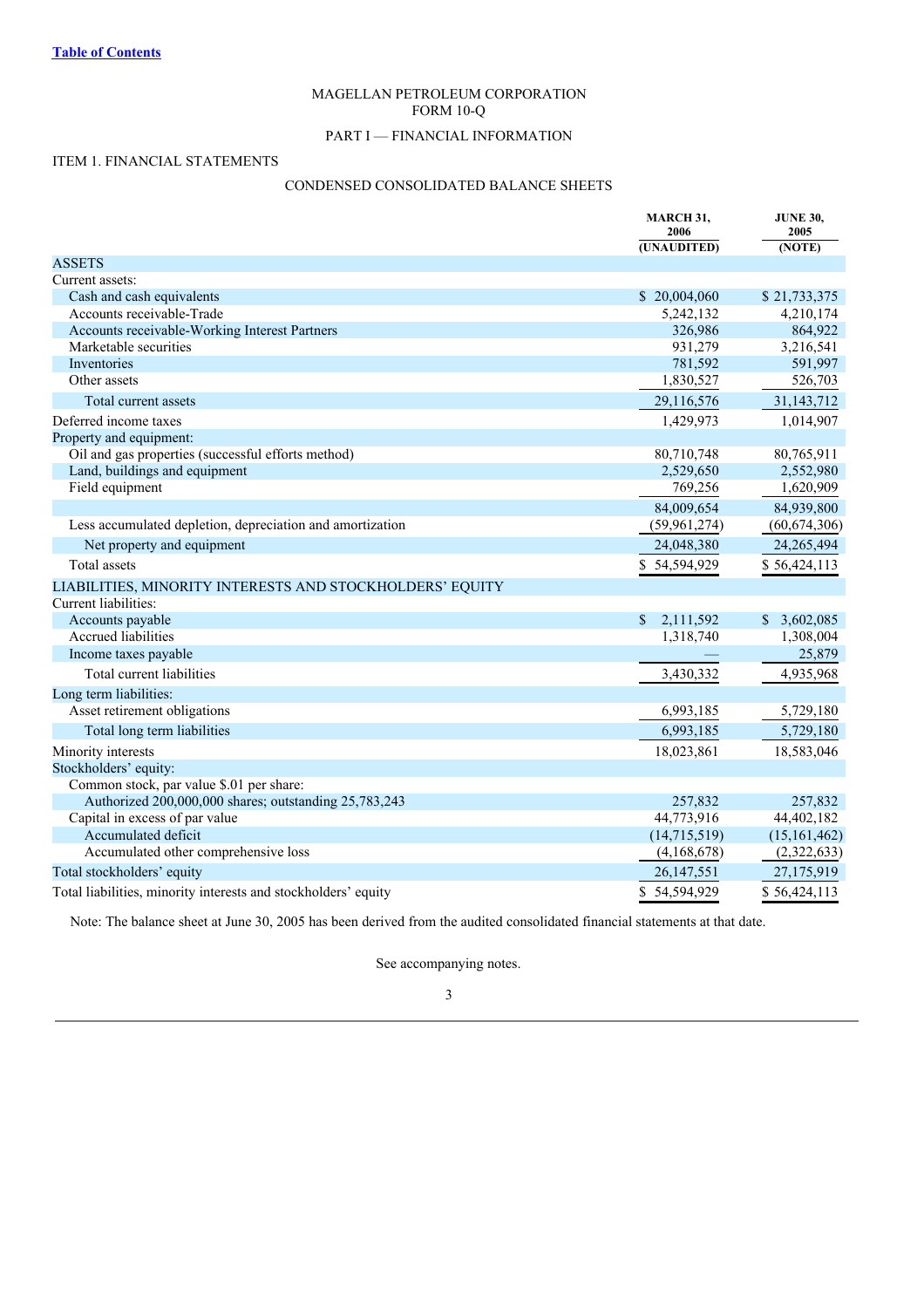[Table of Contents](#)

MAGELLAN PETROLEUM CORPORATION
FORM 10-Q

PART I — FINANCIAL INFORMATION

ITEM 1. FINANCIAL STATEMENTS

CONDENSED CONSOLIDATED BALANCE SHEETS

| | MARCH 31, 2006 (UNAUDITED) | JUNE 30, 2005 (NOTE) |
|---|---|---|
| ASSETS | | |
| Current assets: | | |
| Cash and cash equivalents | $ 20,004,060 | $ 21,733,375 |
| Accounts receivable-Trade | 5,242,132 | 4,210,174 |
| Accounts receivable-Working Interest Partners | 326,986 | 864,922 |
| Marketable securities | 931,279 | 3,216,541 |
| Inventories | 781,592 | 591,997 |
| Other assets | 1,830,527 | 526,703 |
| Total current assets | 29,116,576 | 31,143,712 |
| Deferred income taxes | 1,429,973 | 1,014,907 |
| Property and equipment: | | |
| Oil and gas properties (successful efforts method) | 80,710,748 | 80,765,911 |
| Land, buildings and equipment | 2,529,650 | 2,552,980 |
| Field equipment | 769,256 | 1,620,909 |
| | 84,009,654 | 84,939,800 |
| Less accumulated depletion, depreciation and amortization | (59,961,274) | (60,674,306) |
| Net property and equipment | 24,048,380 | 24,265,494 |
| Total assets | $ 54,594,929 | $ 56,424,113 |
| LIABILITIES, MINORITY INTERESTS AND STOCKHOLDERS' EQUITY | | |
| Current liabilities: | | |
| Accounts payable | $ 2,111,592 | $ 3,602,085 |
| Accrued liabilities | 1,318,740 | 1,308,004 |
| Income taxes payable | — | 25,879 |
| Total current liabilities | 3,430,332 | 4,935,968 |
| Long term liabilities: | | |
| Asset retirement obligations | 6,993,185 | 5,729,180 |
| Total long term liabilities | 6,993,185 | 5,729,180 |
| Minority interests | 18,023,861 | 18,583,046 |
| Stockholders' equity: | | |
| Common stock, par value $.01 per share: | | |
| Authorized 200,000,000 shares; outstanding 25,783,243 | 257,832 | 257,832 |
| Capital in excess of par value | 44,773,916 | 44,402,182 |
| Accumulated deficit | (14,715,519) | (15,161,462) |
| Accumulated other comprehensive loss | (4,168,678) | (2,322,633) |
| Total stockholders' equity | 26,147,551 | 27,175,919 |
| Total liabilities, minority interests and stockholders' equity | $ 54,594,929 | $ 56,424,113 |

Note: The balance sheet at June 30, 2005 has been derived from the audited consolidated financial statements at that date.

See accompanying notes.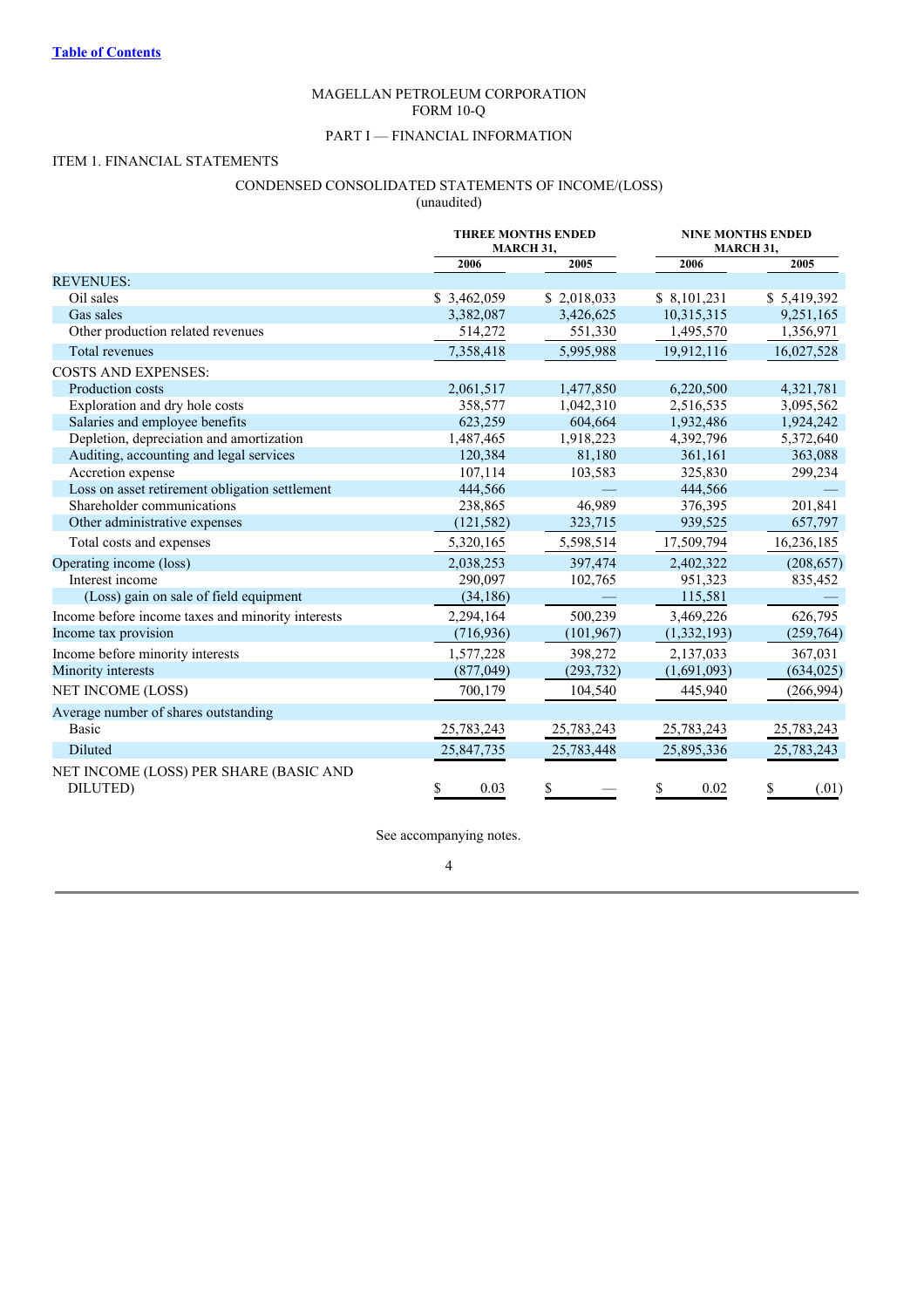[Table of Contents](#)

MAGELLAN PETROLEUM CORPORATION
FORM 10-Q

PART I — FINANCIAL INFORMATION

ITEM 1. FINANCIAL STATEMENTS

CONDENSED CONSOLIDATED STATEMENTS OF INCOME/(LOSS)
(unaudited)

| | THREE MONTHS ENDED MARCH 31, | | NINE MONTHS ENDED MARCH 31, | |
|---|---|---|---|---|
| | 2006 | 2005 | 2006 | 2005 |
| REVENUES: | | | | |
| Oil sales | $ 3,462,059 | $ 2,018,033 | $ 8,101,231 | $ 5,419,392 |
| Gas sales | 3,382,087 | 3,426,625 | 10,315,315 | 9,251,165 |
| Other production related revenues | 514,272 | 551,330 | 1,495,570 | 1,356,971 |
| Total revenues | 7,358,418 | 5,995,988 | 19,912,116 | 16,027,528 |
| COSTS AND EXPENSES: | | | | |
| Production costs | 2,061,517 | 1,477,850 | 6,220,500 | 4,321,781 |
| Exploration and dry hole costs | 358,577 | 1,042,310 | 2,516,535 | 3,095,562 |
| Salaries and employee benefits | 623,259 | 604,664 | 1,932,486 | 1,924,242 |
| Depletion, depreciation and amortization | 1,487,465 | 1,918,223 | 4,392,796 | 5,372,640 |
| Auditing, accounting and legal services | 120,384 | 81,180 | 361,161 | 363,088 |
| Accretion expense | 107,114 | 103,583 | 325,830 | 299,234 |
| Loss on asset retirement obligation settlement | 444,566 | — | 444,566 | — |
| Shareholder communications | 238,865 | 46,989 | 376,395 | 201,841 |
| Other administrative expenses | (121,582) | 323,715 | 939,525 | 657,797 |
| Total costs and expenses | 5,320,165 | 5,598,514 | 17,509,794 | 16,236,185 |
| Operating income (loss) | 2,038,253 | 397,474 | 2,402,322 | (208,657) |
| Interest income | 290,097 | 102,765 | 951,323 | 835,452 |
| (Loss) gain on sale of field equipment | (34,186) | — | 115,581 | — |
| Income before income taxes and minority interests | 2,294,164 | 500,239 | 3,469,226 | 626,795 |
| Income tax provision | (716,936) | (101,967) | (1,332,193) | (259,764) |
| Income before minority interests | 1,577,228 | 398,272 | 2,137,033 | 367,031 |
| Minority interests | (877,049) | (293,732) | (1,691,093) | (634,025) |
| NET INCOME (LOSS) | 700,179 | 104,540 | 445,940 | (266,994) |
| Average number of shares outstanding | | | | |
| Basic | 25,783,243 | 25,783,243 | 25,783,243 | 25,783,243 |
| Diluted | 25,847,735 | 25,783,448 | 25,895,336 | 25,783,243 |
| NET INCOME (LOSS) PER SHARE (BASIC AND DILUTED) | $ 0.03 | $ — | $ 0.02 | $ (.01) |

See accompanying notes.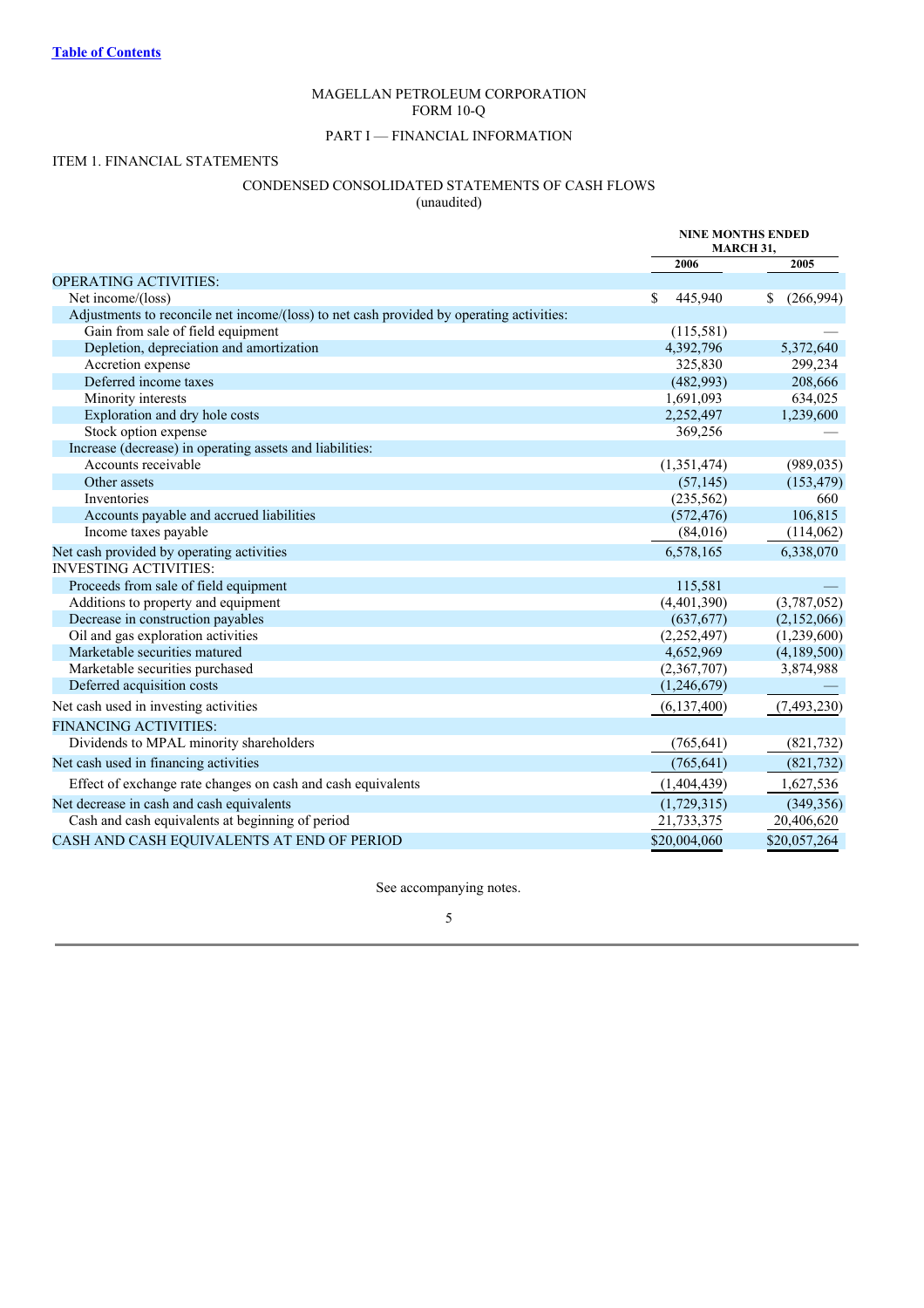[Table of Contents](#)

MAGELLAN PETROLEUM CORPORATION
FORM 10-Q

PART I — FINANCIAL INFORMATION

ITEM 1. FINANCIAL STATEMENTS

CONDENSED CONSOLIDATED STATEMENTS OF CASH FLOWS
(unaudited)

| | NINE MONTHS ENDED MARCH 31, | |
|---|---|---|
| | **2006** | **2005** |
| OPERATING ACTIVITIES: | | |
| Net income/(loss) | $ 445,940 | $ (266,994) |
| Adjustments to reconcile net income/(loss) to net cash provided by operating activities: | | |
| Gain from sale of field equipment | (115,581) | — |
| Depletion, depreciation and amortization | 4,392,796 | 5,372,640 |
| Accretion expense | 325,830 | 299,234 |
| Deferred income taxes | (482,993) | 208,666 |
| Minority interests | 1,691,093 | 634,025 |
| Exploration and dry hole costs | 2,252,497 | 1,239,600 |
| Stock option expense | 369,256 | — |
| Increase (decrease) in operating assets and liabilities: | | |
| Accounts receivable | (1,351,474) | (989,035) |
| Other assets | (57,145) | (153,479) |
| Inventories | (235,562) | 660 |
| Accounts payable and accrued liabilities | (572,476) | 106,815 |
| Income taxes payable | (84,016) | (114,062) |
| Net cash provided by operating activities | 6,578,165 | 6,338,070 |
| INVESTING ACTIVITIES: | | |
| Proceeds from sale of field equipment | 115,581 | — |
| Additions to property and equipment | (4,401,390) | (3,787,052) |
| Decrease in construction payables | (637,677) | (2,152,066) |
| Oil and gas exploration activities | (2,252,497) | (1,239,600) |
| Marketable securities matured | 4,652,969 | (4,189,500) |
| Marketable securities purchased | (2,367,707) | 3,874,988 |
| Deferred acquisition costs | (1,246,679) | — |
| Net cash used in investing activities | (6,137,400) | (7,493,230) |
| FINANCING ACTIVITIES: | | |
| Dividends to MPAL minority shareholders | (765,641) | (821,732) |
| Net cash used in financing activities | (765,641) | (821,732) |
| Effect of exchange rate changes on cash and cash equivalents | (1,404,439) | 1,627,536 |
| Net decrease in cash and cash equivalents | (1,729,315) | (349,356) |
| Cash and cash equivalents at beginning of period | 21,733,375 | 20,406,620 |
| CASH AND CASH EQUIVALENTS AT END OF PERIOD | $20,004,060 | $20,057,264 |

See accompanying notes.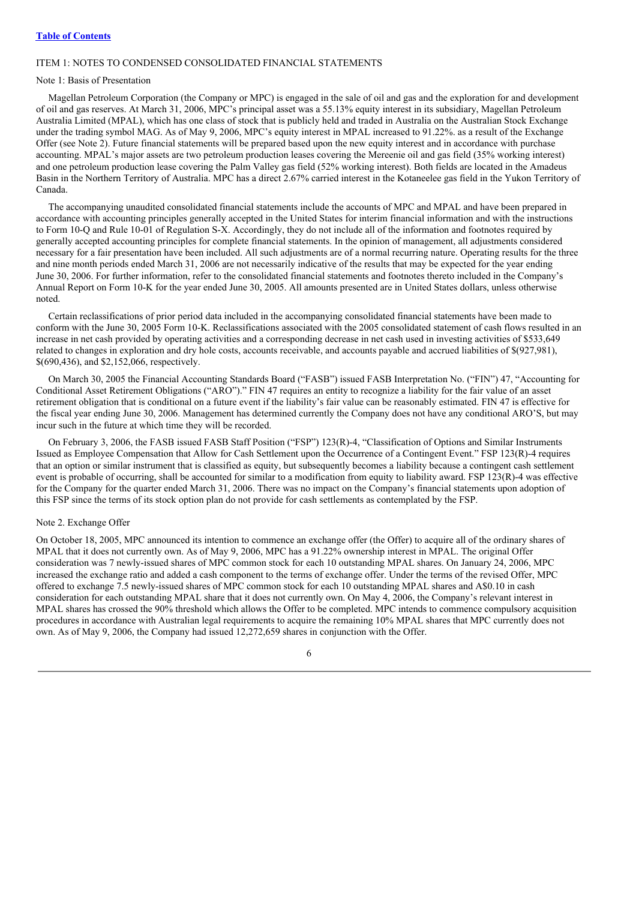[Table of Contents](#)

ITEM 1: NOTES TO CONDENSED CONSOLIDATED FINANCIAL STATEMENTS

Note 1: Basis of Presentation

Magellan Petroleum Corporation (the Company or MPC) is engaged in the sale of oil and gas and the exploration for and development of oil and gas reserves. At March 31, 2006, MPC's principal asset was a 55.13% equity interest in its subsidiary, Magellan Petroleum Australia Limited (MPAL), which has one class of stock that is publicly held and traded in Australia on the Australian Stock Exchange under the trading symbol MAG. As of May 9, 2006, MPC's equity interest in MPAL increased to 91.22%. as a result of the Exchange Offer (see Note 2). Future financial statements will be prepared based upon the new equity interest and in accordance with purchase accounting. MPAL's major assets are two petroleum production leases covering the Mereenie oil and gas field (35% working interest) and one petroleum production lease covering the Palm Valley gas field (52% working interest). Both fields are located in the Amadeus Basin in the Northern Territory of Australia. MPC has a direct 2.67% carried interest in the Kotaneelee gas field in the Yukon Territory of Canada.

The accompanying unaudited consolidated financial statements include the accounts of MPC and MPAL and have been prepared in accordance with accounting principles generally accepted in the United States for interim financial information and with the instructions to Form 10-Q and Rule 10-01 of Regulation S-X. Accordingly, they do not include all of the information and footnotes required by generally accepted accounting principles for complete financial statements. In the opinion of management, all adjustments considered necessary for a fair presentation have been included. All such adjustments are of a normal recurring nature. Operating results for the three and nine month periods ended March 31, 2006 are not necessarily indicative of the results that may be expected for the year ending June 30, 2006. For further information, refer to the consolidated financial statements and footnotes thereto included in the Company's Annual Report on Form 10-K for the year ended June 30, 2005. All amounts presented are in United States dollars, unless otherwise noted.

Certain reclassifications of prior period data included in the accompanying consolidated financial statements have been made to conform with the June 30, 2005 Form 10-K. Reclassifications associated with the 2005 consolidated statement of cash flows resulted in an increase in net cash provided by operating activities and a corresponding decrease in net cash used in investing activities of $533,649 related to changes in exploration and dry hole costs, accounts receivable, and accounts payable and accrued liabilities of $(927,981), $(690,436), and $2,152,066, respectively.

On March 30, 2005 the Financial Accounting Standards Board ("FASB") issued FASB Interpretation No. ("FIN") 47, "Accounting for Conditional Asset Retirement Obligations ("ARO")." FIN 47 requires an entity to recognize a liability for the fair value of an asset retirement obligation that is conditional on a future event if the liability's fair value can be reasonably estimated. FIN 47 is effective for the fiscal year ending June 30, 2006. Management has determined currently the Company does not have any conditional ARO'S, but may incur such in the future at which time they will be recorded.

On February 3, 2006, the FASB issued FASB Staff Position ("FSP") 123(R)-4, "Classification of Options and Similar Instruments Issued as Employee Compensation that Allow for Cash Settlement upon the Occurrence of a Contingent Event." FSP 123(R)-4 requires that an option or similar instrument that is classified as equity, but subsequently becomes a liability because a contingent cash settlement event is probable of occurring, shall be accounted for similar to a modification from equity to liability award. FSP 123(R)-4 was effective for the Company for the quarter ended March 31, 2006. There was no impact on the Company's financial statements upon adoption of this FSP since the terms of its stock option plan do not provide for cash settlements as contemplated by the FSP.

Note 2. Exchange Offer

On October 18, 2005, MPC announced its intention to commence an exchange offer (the Offer) to acquire all of the ordinary shares of MPAL that it does not currently own. As of May 9, 2006, MPC has a 91.22% ownership interest in MPAL. The original Offer consideration was 7 newly-issued shares of MPC common stock for each 10 outstanding MPAL shares. On January 24, 2006, MPC increased the exchange ratio and added a cash component to the terms of exchange offer. Under the terms of the revised Offer, MPC offered to exchange 7.5 newly-issued shares of MPC common stock for each 10 outstanding MPAL shares and A$0.10 in cash consideration for each outstanding MPAL share that it does not currently own. On May 4, 2006, the Company's relevant interest in MPAL shares has crossed the 90% threshold which allows the Offer to be completed. MPC intends to commence compulsory acquisition procedures in accordance with Australian legal requirements to acquire the remaining 10% MPAL shares that MPC currently does not own. As of May 9, 2006, the Company had issued 12,272,659 shares in conjunction with the Offer.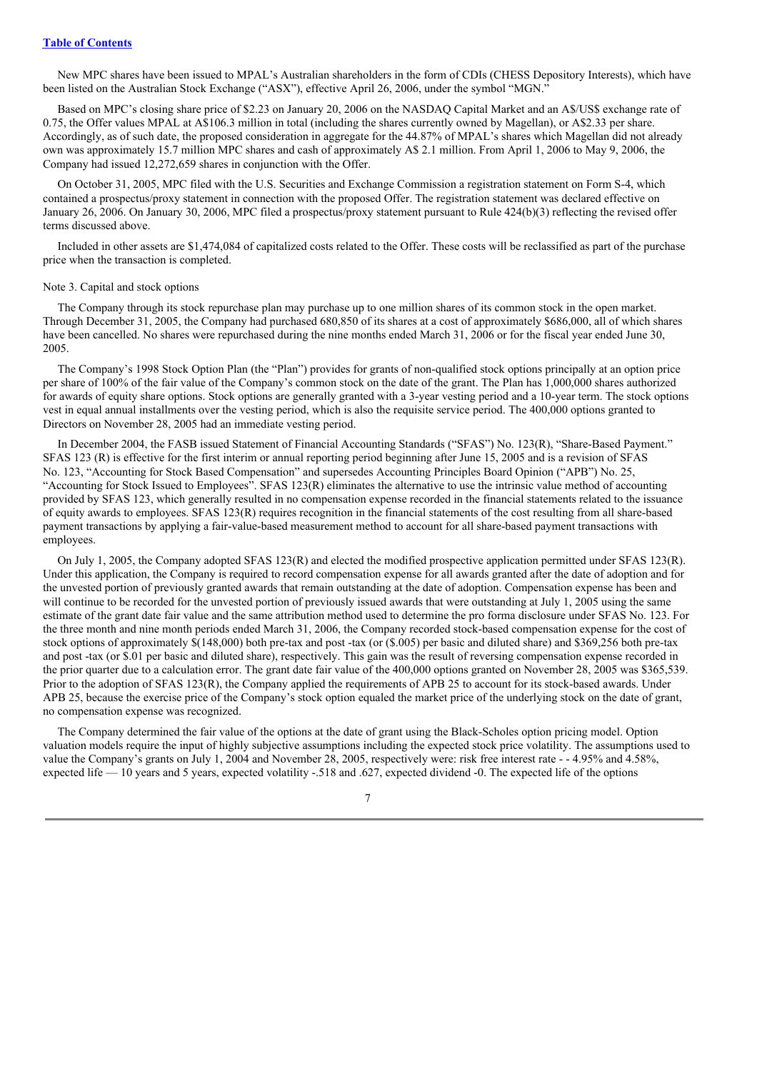New MPC shares have been issued to MPAL's Australian shareholders in the form of CDIs (CHESS Depository Interests), which have been listed on the Australian Stock Exchange ("ASX"), effective April 26, 2006, under the symbol "MGN."

Based on MPC's closing share price of $2.23 on January 20, 2006 on the NASDAQ Capital Market and an A$/US$ exchange rate of 0.75, the Offer values MPAL at A$106.3 million in total (including the shares currently owned by Magellan), or A$2.33 per share. Accordingly, as of such date, the proposed consideration in aggregate for the 44.87% of MPAL's shares which Magellan did not already own was approximately 15.7 million MPC shares and cash of approximately A$ 2.1 million. From April 1, 2006 to May 9, 2006, the Company had issued 12,272,659 shares in conjunction with the Offer.

On October 31, 2005, MPC filed with the U.S. Securities and Exchange Commission a registration statement on Form S-4, which contained a prospectus/proxy statement in connection with the proposed Offer. The registration statement was declared effective on January 26, 2006. On January 30, 2006, MPC filed a prospectus/proxy statement pursuant to Rule 424(b)(3) reflecting the revised offer terms discussed above.

Included in other assets are $1,474,084 of capitalized costs related to the Offer. These costs will be reclassified as part of the purchase price when the transaction is completed.

Note 3. Capital and stock options

The Company through its stock repurchase plan may purchase up to one million shares of its common stock in the open market. Through December 31, 2005, the Company had purchased 680,850 of its shares at a cost of approximately $686,000, all of which shares have been cancelled. No shares were repurchased during the nine months ended March 31, 2006 or for the fiscal year ended June 30, 2005.

The Company's 1998 Stock Option Plan (the "Plan") provides for grants of non-qualified stock options principally at an option price per share of 100% of the fair value of the Company's common stock on the date of the grant. The Plan has 1,000,000 shares authorized for awards of equity share options. Stock options are generally granted with a 3-year vesting period and a 10-year term. The stock options vest in equal annual installments over the vesting period, which is also the requisite service period. The 400,000 options granted to Directors on November 28, 2005 had an immediate vesting period.

In December 2004, the FASB issued Statement of Financial Accounting Standards ("SFAS") No. 123(R), "Share-Based Payment." SFAS 123 (R) is effective for the first interim or annual reporting period beginning after June 15, 2005 and is a revision of SFAS No. 123, "Accounting for Stock Based Compensation" and supersedes Accounting Principles Board Opinion ("APB") No. 25, "Accounting for Stock Issued to Employees". SFAS 123(R) eliminates the alternative to use the intrinsic value method of accounting provided by SFAS 123, which generally resulted in no compensation expense recorded in the financial statements related to the issuance of equity awards to employees. SFAS 123(R) requires recognition in the financial statements of the cost resulting from all share-based payment transactions by applying a fair-value-based measurement method to account for all share-based payment transactions with employees.

On July 1, 2005, the Company adopted SFAS 123(R) and elected the modified prospective application permitted under SFAS 123(R). Under this application, the Company is required to record compensation expense for all awards granted after the date of adoption and for the unvested portion of previously granted awards that remain outstanding at the date of adoption. Compensation expense has been and will continue to be recorded for the unvested portion of previously issued awards that were outstanding at July 1, 2005 using the same estimate of the grant date fair value and the same attribution method used to determine the pro forma disclosure under SFAS No. 123. For the three month and nine month periods ended March 31, 2006, the Company recorded stock-based compensation expense for the cost of stock options of approximately $(148,000) both pre-tax and post -tax (or ($.005) per basic and diluted share) and $369,256 both pre-tax and post -tax (or $.01 per basic and diluted share), respectively. This gain was the result of reversing compensation expense recorded in the prior quarter due to a calculation error. The grant date fair value of the 400,000 options granted on November 28, 2005 was $365,539. Prior to the adoption of SFAS 123(R), the Company applied the requirements of APB 25 to account for its stock-based awards. Under APB 25, because the exercise price of the Company's stock option equaled the market price of the underlying stock on the date of grant, no compensation expense was recognized.

The Company determined the fair value of the options at the date of grant using the Black-Scholes option pricing model. Option valuation models require the input of highly subjective assumptions including the expected stock price volatility. The assumptions used to value the Company's grants on July 1, 2004 and November 28, 2005, respectively were: risk free interest rate - - 4.95% and 4.58%, expected life — 10 years and 5 years, expected volatility -.518 and .627, expected dividend -0. The expected life of the options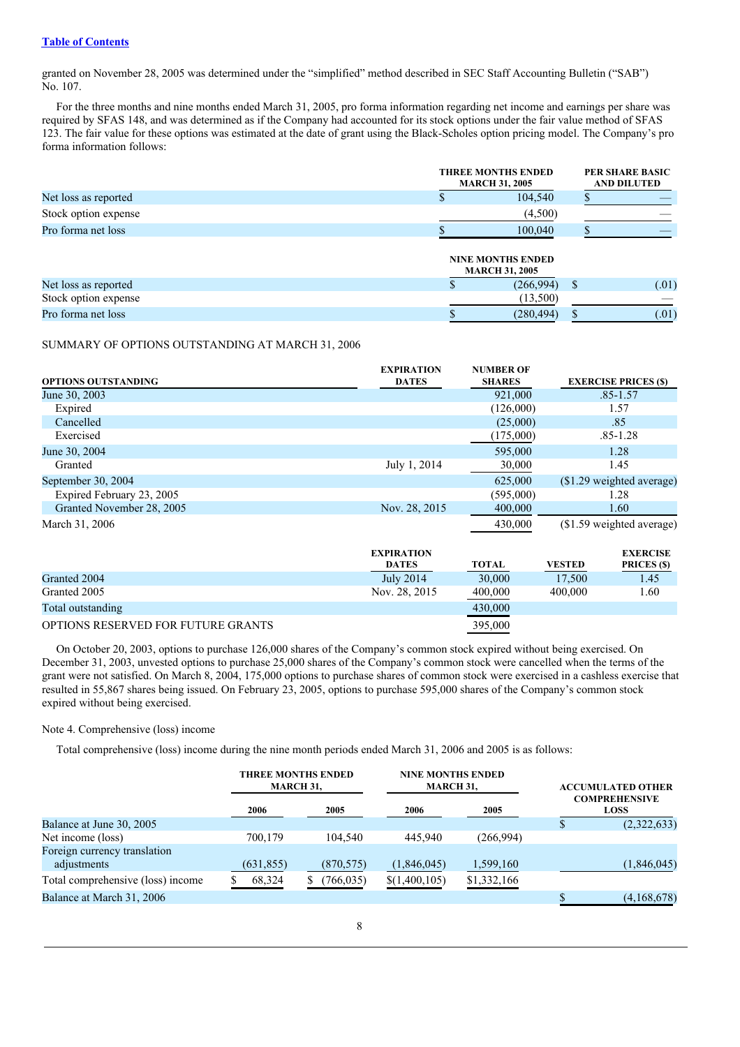granted on November 28, 2005 was determined under the "simplified" method described in SEC Staff Accounting Bulletin ("SAB") No. 107.

For the three months and nine months ended March 31, 2005, pro forma information regarding net income and earnings per share was required by SFAS 148, and was determined as if the Company had accounted for its stock options under the fair value method of SFAS 123. The fair value for these options was estimated at the date of grant using the Black-Scholes option pricing model. The Company's pro forma information follows:

| | THREE MONTHS ENDED MARCH 31, 2005 | PER SHARE BASIC AND DILUTED |
|---|---|---|
| Net loss as reported | $ 104,540 | $ — |
| Stock option expense | (4,500) | — |
| Pro forma net loss | $ 100,040 | $ — |

| | NINE MONTHS ENDED MARCH 31, 2005 | |
|---|---|---|
| Net loss as reported | $ (266,994) | $ (.01) |
| Stock option expense | (13,500) | — |
| Pro forma net loss | $ (280,494) | $ (.01) |

SUMMARY OF OPTIONS OUTSTANDING AT MARCH 31, 2006

| OPTIONS OUTSTANDING | EXPIRATION DATES | NUMBER OF SHARES | EXERCISE PRICES ($) |
|---|---|---|---|
| June 30, 2003 | | 921,000 | .85-1.57 |
| Expired | | (126,000) | 1.57 |
| Cancelled | | (25,000) | .85 |
| Exercised | | (175,000) | .85-1.28 |
| June 30, 2004 | | 595,000 | 1.28 |
| Granted | July 1, 2014 | 30,000 | 1.45 |
| September 30, 2004 | | 625,000 | ($1.29 weighted average) |
| Expired February 23, 2005 | | (595,000) | 1.28 |
| Granted November 28, 2005 | Nov. 28, 2015 | 400,000 | 1.60 |
| March 31, 2006 | | 430,000 | ($1.59 weighted average) |

| | EXPIRATION DATES | TOTAL | VESTED | EXERCISE PRICES ($) |
|---|---|---|---|---|
| Granted 2004 | July 2014 | 30,000 | 17,500 | 1.45 |
| Granted 2005 | Nov. 28, 2015 | 400,000 | 400,000 | 1.60 |
| Total outstanding | | 430,000 | | |
| OPTIONS RESERVED FOR FUTURE GRANTS | | 395,000 | | |

On October 20, 2003, options to purchase 126,000 shares of the Company's common stock expired without being exercised. On December 31, 2003, unvested options to purchase 25,000 shares of the Company's common stock were cancelled when the terms of the grant were not satisfied. On March 8, 2004, 175,000 options to purchase shares of common stock were exercised in a cashless exercise that resulted in 55,867 shares being issued. On February 23, 2005, options to purchase 595,000 shares of the Company's common stock expired without being exercised.

Note 4. Comprehensive (loss) income

Total comprehensive (loss) income during the nine month periods ended March 31, 2006 and 2005 is as follows:

| | THREE MONTHS ENDED MARCH 31, | | NINE MONTHS ENDED MARCH 31, | | ACCUMULATED OTHER COMPREHENSIVE LOSS |
|---|---|---|---|---|---|
| | 2006 | 2005 | 2006 | 2005 | |
| Balance at June 30, 2005 | | | | | $ (2,322,633) |
| Net income (loss) | 700,179 | 104,540 | 445,940 | (266,994) | |
| Foreign currency translation adjustments | (631,855) | (870,575) | (1,846,045) | 1,599,160 | (1,846,045) |
| Total comprehensive (loss) income | $ 68,324 | $ (766,035) | $(1,400,105) | $1,332,166 | |
| Balance at March 31, 2006 | | | | | $ (4,168,678) |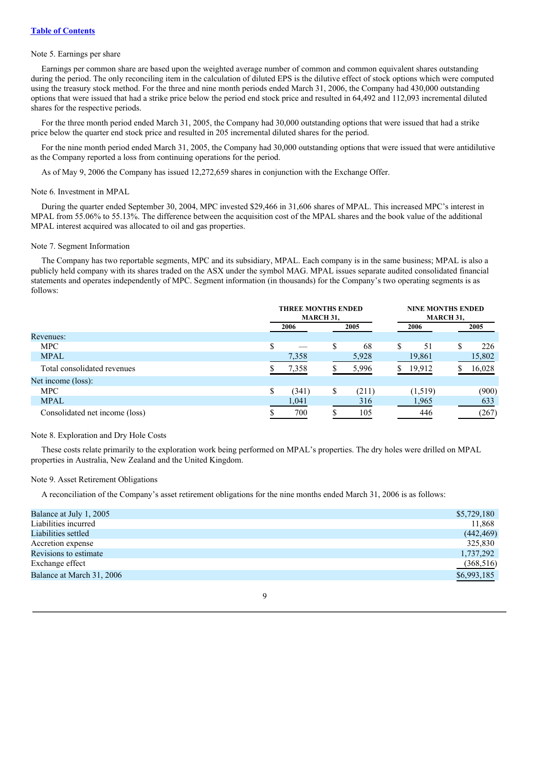[Table of Contents](#)

Note 5. Earnings per share

Earnings per common share are based upon the weighted average number of common and common equivalent shares outstanding during the period. The only reconciling item in the calculation of diluted EPS is the dilutive effect of stock options which were computed using the treasury stock method. For the three and nine month periods ended March 31, 2006, the Company had 430,000 outstanding options that were issued that had a strike price below the period end stock price and resulted in 64,492 and 112,093 incremental diluted shares for the respective periods.

For the three month period ended March 31, 2005, the Company had 30,000 outstanding options that were issued that had a strike price below the quarter end stock price and resulted in 205 incremental diluted shares for the period.

For the nine month period ended March 31, 2005, the Company had 30,000 outstanding options that were issued that were antidilutive as the Company reported a loss from continuing operations for the period.

As of May 9, 2006 the Company has issued 12,272,659 shares in conjunction with the Exchange Offer.

Note 6. Investment in MPAL

During the quarter ended September 30, 2004, MPC invested $29,466 in 31,606 shares of MPAL. This increased MPC's interest in MPAL from 55.06% to 55.13%. The difference between the acquisition cost of the MPAL shares and the book value of the additional MPAL interest acquired was allocated to oil and gas properties.

Note 7. Segment Information

The Company has two reportable segments, MPC and its subsidiary, MPAL. Each company is in the same business; MPAL is also a publicly held company with its shares traded on the ASX under the symbol MAG. MPAL issues separate audited consolidated financial statements and operates independently of MPC. Segment information (in thousands) for the Company's two operating segments is as follows:

| | THREE MONTHS ENDED MARCH 31, | | NINE MONTHS ENDED MARCH 31, | |
|---|---|---|---|---|
| | 2006 | 2005 | 2006 | 2005 |
| Revenues: | | | | |
| MPC | $ — | $ 68 | $ 51 | $ 226 |
| MPAL | 7,358 | 5,928 | 19,861 | 15,802 |
| Total consolidated revenues | $ 7,358 | $ 5,996 | $ 19,912 | $ 16,028 |
| Net income (loss): | | | | |
| MPC | $ (341) | $ (211) | (1,519) | (900) |
| MPAL | 1,041 | 316 | 1,965 | 633 |
| Consolidated net income (loss) | $ 700 | $ 105 | 446 | (267) |

Note 8. Exploration and Dry Hole Costs

These costs relate primarily to the exploration work being performed on MPAL's properties. The dry holes were drilled on MPAL properties in Australia, New Zealand and the United Kingdom.

Note 9. Asset Retirement Obligations

A reconciliation of the Company's asset retirement obligations for the nine months ended March 31, 2006 is as follows:

| | |
|---|---|
| Balance at July 1, 2005 | $5,729,180 |
| Liabilities incurred | 11,868 |
| Liabilities settled | (442,469) |
| Accretion expense | 325,830 |
| Revisions to estimate | 1,737,292 |
| Exchange effect | (368,516) |
| Balance at March 31, 2006 | $6,993,185 |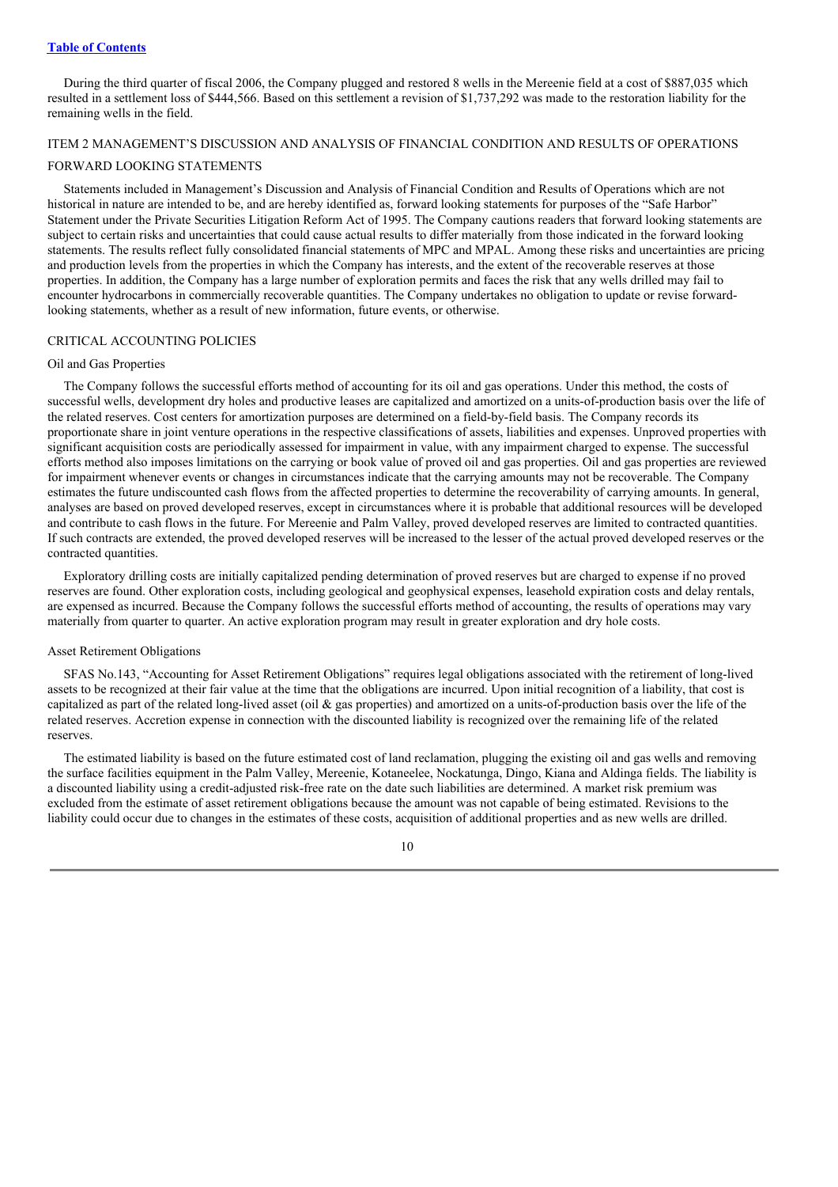[Table of Contents](#)

During the third quarter of fiscal 2006, the Company plugged and restored 8 wells in the Mereenie field at a cost of $887,035 which resulted in a settlement loss of $444,566. Based on this settlement a revision of $1,737,292 was made to the restoration liability for the remaining wells in the field.

## ITEM 2 MANAGEMENT'S DISCUSSION AND ANALYSIS OF FINANCIAL CONDITION AND RESULTS OF OPERATIONS

### FORWARD LOOKING STATEMENTS

Statements included in Management's Discussion and Analysis of Financial Condition and Results of Operations which are not historical in nature are intended to be, and are hereby identified as, forward looking statements for purposes of the "Safe Harbor" Statement under the Private Securities Litigation Reform Act of 1995. The Company cautions readers that forward looking statements are subject to certain risks and uncertainties that could cause actual results to differ materially from those indicated in the forward looking statements. The results reflect fully consolidated financial statements of MPC and MPAL. Among these risks and uncertainties are pricing and production levels from the properties in which the Company has interests, and the extent of the recoverable reserves at those properties. In addition, the Company has a large number of exploration permits and faces the risk that any wells drilled may fail to encounter hydrocarbons in commercially recoverable quantities. The Company undertakes no obligation to update or revise forward-looking statements, whether as a result of new information, future events, or otherwise.

### CRITICAL ACCOUNTING POLICIES

#### Oil and Gas Properties

The Company follows the successful efforts method of accounting for its oil and gas operations. Under this method, the costs of successful wells, development dry holes and productive leases are capitalized and amortized on a units-of-production basis over the life of the related reserves. Cost centers for amortization purposes are determined on a field-by-field basis. The Company records its proportionate share in joint venture operations in the respective classifications of assets, liabilities and expenses. Unproved properties with significant acquisition costs are periodically assessed for impairment in value, with any impairment charged to expense. The successful efforts method also imposes limitations on the carrying or book value of proved oil and gas properties. Oil and gas properties are reviewed for impairment whenever events or changes in circumstances indicate that the carrying amounts may not be recoverable. The Company estimates the future undiscounted cash flows from the affected properties to determine the recoverability of carrying amounts. In general, analyses are based on proved developed reserves, except in circumstances where it is probable that additional resources will be developed and contribute to cash flows in the future. For Mereenie and Palm Valley, proved developed reserves are limited to contracted quantities. If such contracts are extended, the proved developed reserves will be increased to the lesser of the actual proved developed reserves or the contracted quantities.

Exploratory drilling costs are initially capitalized pending determination of proved reserves but are charged to expense if no proved reserves are found. Other exploration costs, including geological and geophysical expenses, leasehold expiration costs and delay rentals, are expensed as incurred. Because the Company follows the successful efforts method of accounting, the results of operations may vary materially from quarter to quarter. An active exploration program may result in greater exploration and dry hole costs.

#### Asset Retirement Obligations

SFAS No.143, "Accounting for Asset Retirement Obligations" requires legal obligations associated with the retirement of long-lived assets to be recognized at their fair value at the time that the obligations are incurred. Upon initial recognition of a liability, that cost is capitalized as part of the related long-lived asset (oil & gas properties) and amortized on a units-of-production basis over the life of the related reserves. Accretion expense in connection with the discounted liability is recognized over the remaining life of the related reserves.

The estimated liability is based on the future estimated cost of land reclamation, plugging the existing oil and gas wells and removing the surface facilities equipment in the Palm Valley, Mereenie, Kotaneelee, Nockatunga, Dingo, Kiana and Aldinga fields. The liability is a discounted liability using a credit-adjusted risk-free rate on the date such liabilities are determined. A market risk premium was excluded from the estimate of asset retirement obligations because the amount was not capable of being estimated. Revisions to the liability could occur due to changes in the estimates of these costs, acquisition of additional properties and as new wells are drilled.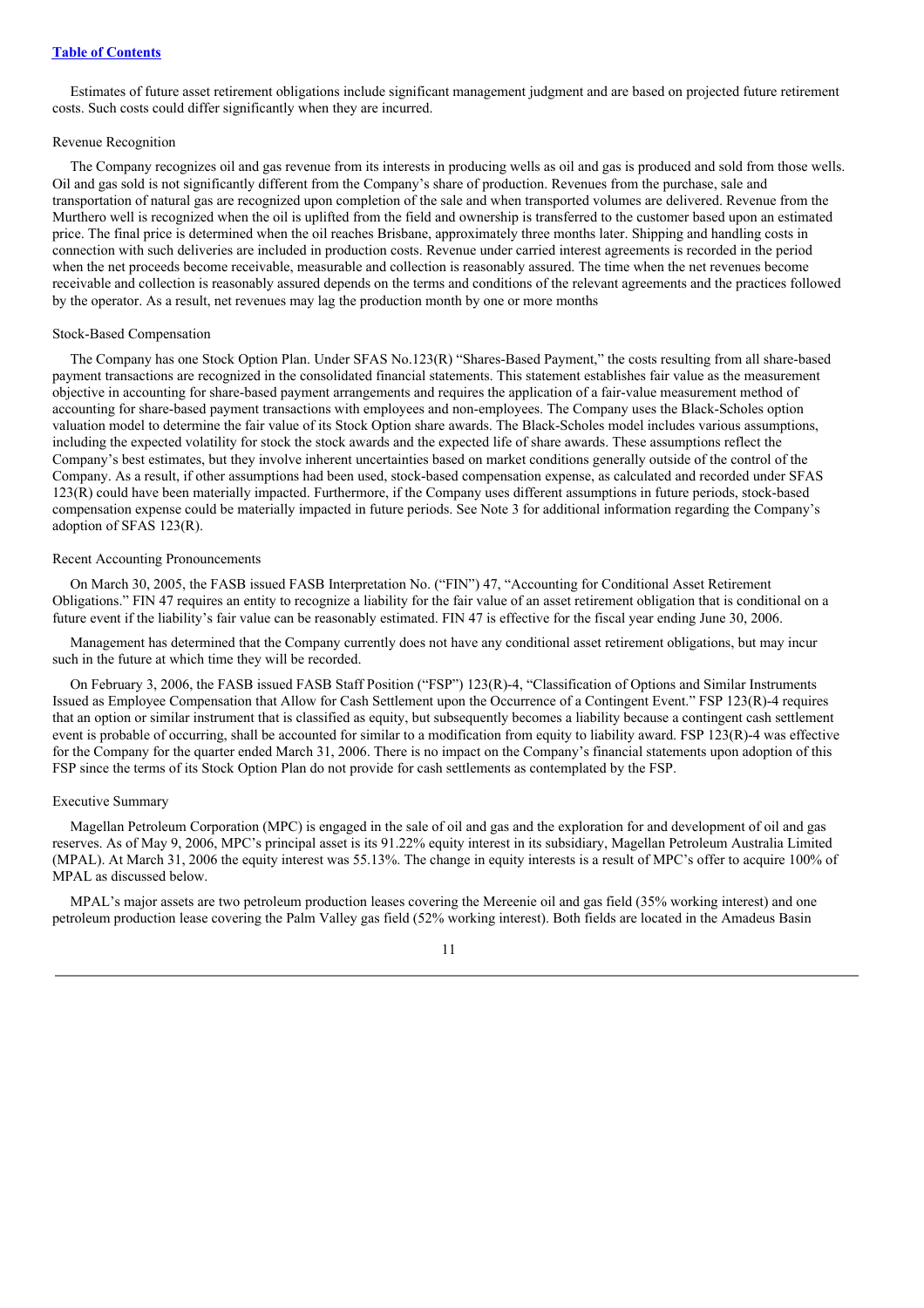Estimates of future asset retirement obligations include significant management judgment and are based on projected future retirement costs. Such costs could differ significantly when they are incurred.

Revenue Recognition

The Company recognizes oil and gas revenue from its interests in producing wells as oil and gas is produced and sold from those wells. Oil and gas sold is not significantly different from the Company's share of production. Revenues from the purchase, sale and transportation of natural gas are recognized upon completion of the sale and when transported volumes are delivered. Revenue from the Murthero well is recognized when the oil is uplifted from the field and ownership is transferred to the customer based upon an estimated price. The final price is determined when the oil reaches Brisbane, approximately three months later. Shipping and handling costs in connection with such deliveries are included in production costs. Revenue under carried interest agreements is recorded in the period when the net proceeds become receivable, measurable and collection is reasonably assured. The time when the net revenues become receivable and collection is reasonably assured depends on the terms and conditions of the relevant agreements and the practices followed by the operator. As a result, net revenues may lag the production month by one or more months

Stock-Based Compensation

The Company has one Stock Option Plan. Under SFAS No.123(R) "Shares-Based Payment," the costs resulting from all share-based payment transactions are recognized in the consolidated financial statements. This statement establishes fair value as the measurement objective in accounting for share-based payment arrangements and requires the application of a fair-value measurement method of accounting for share-based payment transactions with employees and non-employees. The Company uses the Black-Scholes option valuation model to determine the fair value of its Stock Option share awards. The Black-Scholes model includes various assumptions, including the expected volatility for stock the stock awards and the expected life of share awards. These assumptions reflect the Company's best estimates, but they involve inherent uncertainties based on market conditions generally outside of the control of the Company. As a result, if other assumptions had been used, stock-based compensation expense, as calculated and recorded under SFAS 123(R) could have been materially impacted. Furthermore, if the Company uses different assumptions in future periods, stock-based compensation expense could be materially impacted in future periods. See Note 3 for additional information regarding the Company's adoption of SFAS 123(R).

Recent Accounting Pronouncements

On March 30, 2005, the FASB issued FASB Interpretation No. ("FIN") 47, "Accounting for Conditional Asset Retirement Obligations." FIN 47 requires an entity to recognize a liability for the fair value of an asset retirement obligation that is conditional on a future event if the liability's fair value can be reasonably estimated. FIN 47 is effective for the fiscal year ending June 30, 2006.

Management has determined that the Company currently does not have any conditional asset retirement obligations, but may incur such in the future at which time they will be recorded.

On February 3, 2006, the FASB issued FASB Staff Position ("FSP") 123(R)-4, "Classification of Options and Similar Instruments Issued as Employee Compensation that Allow for Cash Settlement upon the Occurrence of a Contingent Event." FSP 123(R)-4 requires that an option or similar instrument that is classified as equity, but subsequently becomes a liability because a contingent cash settlement event is probable of occurring, shall be accounted for similar to a modification from equity to liability award. FSP 123(R)-4 was effective for the Company for the quarter ended March 31, 2006. There is no impact on the Company's financial statements upon adoption of this FSP since the terms of its Stock Option Plan do not provide for cash settlements as contemplated by the FSP.

Executive Summary

Magellan Petroleum Corporation (MPC) is engaged in the sale of oil and gas and the exploration for and development of oil and gas reserves. As of May 9, 2006, MPC's principal asset is its 91.22% equity interest in its subsidiary, Magellan Petroleum Australia Limited (MPAL). At March 31, 2006 the equity interest was 55.13%. The change in equity interests is a result of MPC's offer to acquire 100% of MPAL as discussed below.

MPAL's major assets are two petroleum production leases covering the Mereenie oil and gas field (35% working interest) and one petroleum production lease covering the Palm Valley gas field (52% working interest). Both fields are located in the Amadeus Basin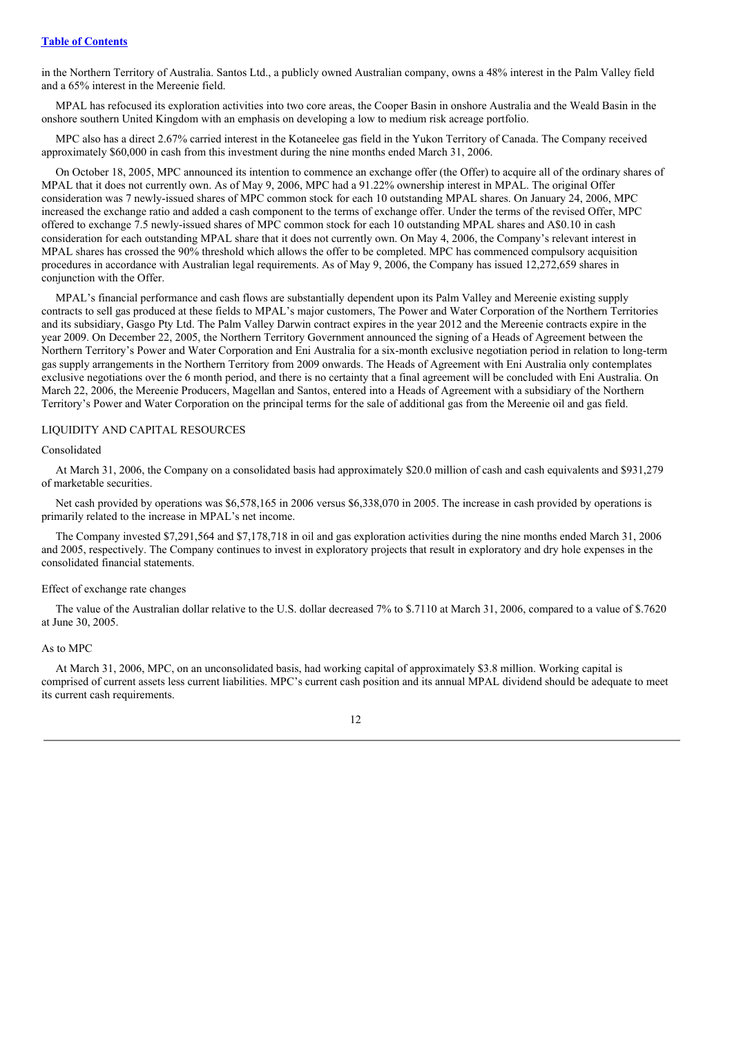in the Northern Territory of Australia. Santos Ltd., a publicly owned Australian company, owns a 48% interest in the Palm Valley field and a 65% interest in the Mereenie field.

MPAL has refocused its exploration activities into two core areas, the Cooper Basin in onshore Australia and the Weald Basin in the onshore southern United Kingdom with an emphasis on developing a low to medium risk acreage portfolio.

MPC also has a direct 2.67% carried interest in the Kotaneelee gas field in the Yukon Territory of Canada. The Company received approximately $60,000 in cash from this investment during the nine months ended March 31, 2006.

On October 18, 2005, MPC announced its intention to commence an exchange offer (the Offer) to acquire all of the ordinary shares of MPAL that it does not currently own. As of May 9, 2006, MPC had a 91.22% ownership interest in MPAL. The original Offer consideration was 7 newly-issued shares of MPC common stock for each 10 outstanding MPAL shares. On January 24, 2006, MPC increased the exchange ratio and added a cash component to the terms of exchange offer. Under the terms of the revised Offer, MPC offered to exchange 7.5 newly-issued shares of MPC common stock for each 10 outstanding MPAL shares and A$0.10 in cash consideration for each outstanding MPAL share that it does not currently own. On May 4, 2006, the Company's relevant interest in MPAL shares has crossed the 90% threshold which allows the offer to be completed. MPC has commenced compulsory acquisition procedures in accordance with Australian legal requirements. As of May 9, 2006, the Company has issued 12,272,659 shares in conjunction with the Offer.

MPAL's financial performance and cash flows are substantially dependent upon its Palm Valley and Mereenie existing supply contracts to sell gas produced at these fields to MPAL's major customers, The Power and Water Corporation of the Northern Territories and its subsidiary, Gasgo Pty Ltd. The Palm Valley Darwin contract expires in the year 2012 and the Mereenie contracts expire in the year 2009. On December 22, 2005, the Northern Territory Government announced the signing of a Heads of Agreement between the Northern Territory's Power and Water Corporation and Eni Australia for a six-month exclusive negotiation period in relation to long-term gas supply arrangements in the Northern Territory from 2009 onwards. The Heads of Agreement with Eni Australia only contemplates exclusive negotiations over the 6 month period, and there is no certainty that a final agreement will be concluded with Eni Australia. On March 22, 2006, the Mereenie Producers, Magellan and Santos, entered into a Heads of Agreement with a subsidiary of the Northern Territory's Power and Water Corporation on the principal terms for the sale of additional gas from the Mereenie oil and gas field.

## LIQUIDITY AND CAPITAL RESOURCES

### Consolidated

At March 31, 2006, the Company on a consolidated basis had approximately $20.0 million of cash and cash equivalents and $931,279 of marketable securities.

Net cash provided by operations was $6,578,165 in 2006 versus $6,338,070 in 2005. The increase in cash provided by operations is primarily related to the increase in MPAL's net income.

The Company invested $7,291,564 and $7,178,718 in oil and gas exploration activities during the nine months ended March 31, 2006 and 2005, respectively. The Company continues to invest in exploratory projects that result in exploratory and dry hole expenses in the consolidated financial statements.

### Effect of exchange rate changes

The value of the Australian dollar relative to the U.S. dollar decreased 7% to $.7110 at March 31, 2006, compared to a value of $.7620 at June 30, 2005.

### As to MPC

At March 31, 2006, MPC, on an unconsolidated basis, had working capital of approximately $3.8 million. Working capital is comprised of current assets less current liabilities. MPC's current cash position and its annual MPAL dividend should be adequate to meet its current cash requirements.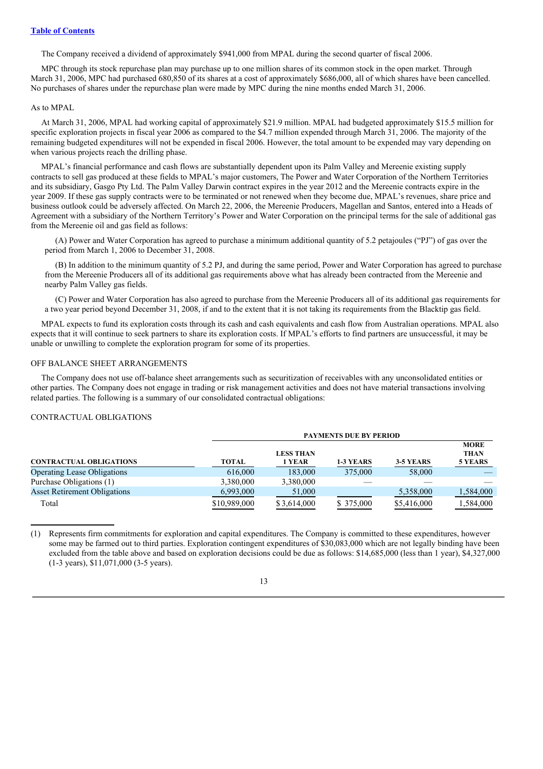[Table of Contents](#)

The Company received a dividend of approximately $941,000 from MPAL during the second quarter of fiscal 2006.

MPC through its stock repurchase plan may purchase up to one million shares of its common stock in the open market. Through March 31, 2006, MPC had purchased 680,850 of its shares at a cost of approximately $686,000, all of which shares have been cancelled. No purchases of shares under the repurchase plan were made by MPC during the nine months ended March 31, 2006.

As to MPAL

At March 31, 2006, MPAL had working capital of approximately $21.9 million. MPAL had budgeted approximately $15.5 million for specific exploration projects in fiscal year 2006 as compared to the $4.7 million expended through March 31, 2006. The majority of the remaining budgeted expenditures will not be expended in fiscal 2006. However, the total amount to be expended may vary depending on when various projects reach the drilling phase.

MPAL's financial performance and cash flows are substantially dependent upon its Palm Valley and Mereenie existing supply contracts to sell gas produced at these fields to MPAL's major customers, The Power and Water Corporation of the Northern Territories and its subsidiary, Gasgo Pty Ltd. The Palm Valley Darwin contract expires in the year 2012 and the Mereenie contracts expire in the year 2009. If these gas supply contracts were to be terminated or not renewed when they become due, MPAL's revenues, share price and business outlook could be adversely affected. On March 22, 2006, the Mereenie Producers, Magellan and Santos, entered into a Heads of Agreement with a subsidiary of the Northern Territory's Power and Water Corporation on the principal terms for the sale of additional gas from the Mereenie oil and gas field as follows:

(A) Power and Water Corporation has agreed to purchase a minimum additional quantity of 5.2 petajoules ("PJ") of gas over the period from March 1, 2006 to December 31, 2008.

(B) In addition to the minimum quantity of 5.2 PJ, and during the same period, Power and Water Corporation has agreed to purchase from the Mereenie Producers all of its additional gas requirements above what has already been contracted from the Mereenie and nearby Palm Valley gas fields.

(C) Power and Water Corporation has also agreed to purchase from the Mereenie Producers all of its additional gas requirements for a two year period beyond December 31, 2008, if and to the extent that it is not taking its requirements from the Blacktip gas field.

MPAL expects to fund its exploration costs through its cash and cash equivalents and cash flow from Australian operations. MPAL also expects that it will continue to seek partners to share its exploration costs. If MPAL's efforts to find partners are unsuccessful, it may be unable or unwilling to complete the exploration program for some of its properties.

OFF BALANCE SHEET ARRANGEMENTS

The Company does not use off-balance sheet arrangements such as securitization of receivables with any unconsolidated entities or other parties. The Company does not engage in trading or risk management activities and does not have material transactions involving related parties. The following is a summary of our consolidated contractual obligations:

CONTRACTUAL OBLIGATIONS

| | PAYMENTS DUE BY PERIOD | | | | |
|---|---|---|---|---|---|
| **CONTRACTUAL OBLIGATIONS** | **TOTAL** | **LESS THAN 1 YEAR** | **1-3 YEARS** | **3-5 YEARS** | **MORE THAN 5 YEARS** |
| Operating Lease Obligations | 616,000 | 183,000 | 375,000 | 58,000 | — |
| Purchase Obligations (1) | 3,380,000 | 3,380,000 | — | — | — |
| Asset Retirement Obligations | 6,993,000 | 51,000 | | 5,358,000 | 1,584,000 |
| Total | $10,989,000 | $3,614,000 | $375,000 | $5,416,000 | 1,584,000 |

(1) Represents firm commitments for exploration and capital expenditures. The Company is committed to these expenditures, however some may be farmed out to third parties. Exploration contingent expenditures of $30,083,000 which are not legally binding have been excluded from the table above and based on exploration decisions could be due as follows: $14,685,000 (less than 1 year), $4,327,000 (1-3 years), $11,071,000 (3-5 years).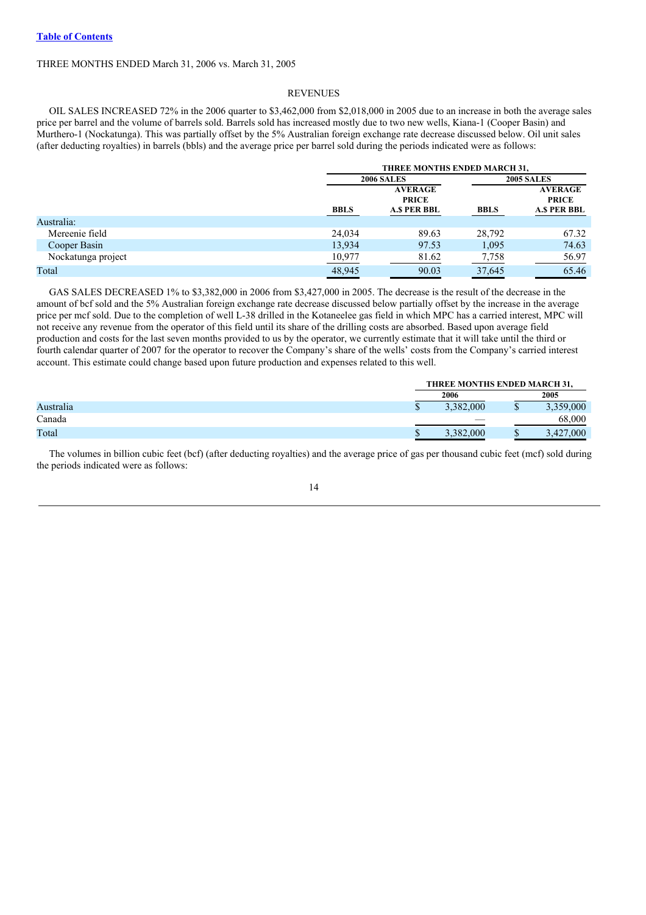[Table of Contents](#)

THREE MONTHS ENDED March 31, 2006 vs. March 31, 2005

## REVENUES

OIL SALES INCREASED 72% in the 2006 quarter to $3,462,000 from $2,018,000 in 2005 due to an increase in both the average sales price per barrel and the volume of barrels sold. Barrels sold has increased mostly due to two new wells, Kiana-1 (Cooper Basin) and Murthero-1 (Nockatunga). This was partially offset by the 5% Australian foreign exchange rate decrease discussed below. Oil unit sales (after deducting royalties) in barrels (bbls) and the average price per barrel sold during the periods indicated were as follows:

| | THREE MONTHS ENDED MARCH 31, | | | |
|---|---|---|---|---|
| | 2006 SALES | | 2005 SALES | |
| | BBLS | AVERAGE PRICE A.$ PER BBL | BBLS | AVERAGE PRICE A.$ PER BBL |
| Australia: | | | | |
| Mereenie field | 24,034 | 89.63 | 28,792 | 67.32 |
| Cooper Basin | 13,934 | 97.53 | 1,095 | 74.63 |
| Nockatunga project | 10,977 | 81.62 | 7,758 | 56.97 |
| Total | 48,945 | 90.03 | 37,645 | 65.46 |

GAS SALES DECREASED 1% to $3,382,000 in 2006 from $3,427,000 in 2005. The decrease is the result of the decrease in the amount of bcf sold and the 5% Australian foreign exchange rate decrease discussed below partially offset by the increase in the average price per mcf sold. Due to the completion of well L-38 drilled in the Kotaneelee gas field in which MPC has a carried interest, MPC will not receive any revenue from the operator of this field until its share of the drilling costs are absorbed. Based upon average field production and costs for the last seven months provided to us by the operator, we currently estimate that it will take until the third or fourth calendar quarter of 2007 for the operator to recover the Company's share of the wells' costs from the Company's carried interest account. This estimate could change based upon future production and expenses related to this well.

| | THREE MONTHS ENDED MARCH 31, | |
|---|---|---|
| | 2006 | 2005 |
| Australia | $ 3,382,000 | $ 3,359,000 |
| Canada | — | 68,000 |
| Total | $ 3,382,000 | $ 3,427,000 |

The volumes in billion cubic feet (bcf) (after deducting royalties) and the average price of gas per thousand cubic feet (mcf) sold during the periods indicated were as follows: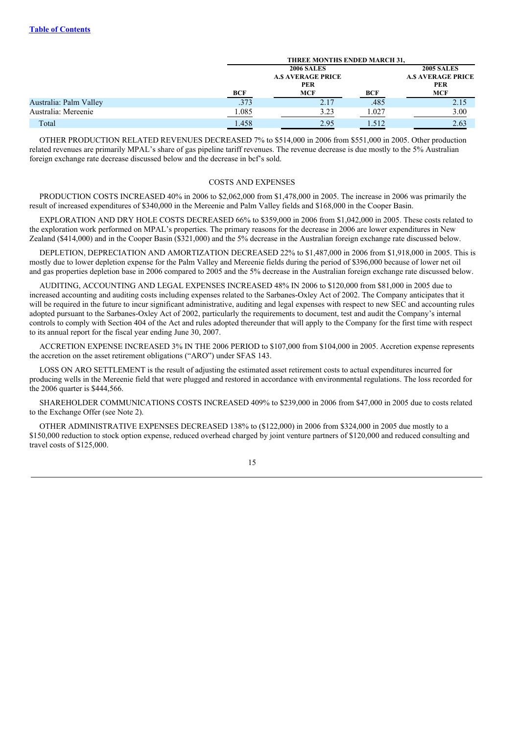|  | THREE MONTHS ENDED MARCH 31, | | | |
|---|---|---|---|---|
|  | 2006 SALES | | 2005 SALES | |
|  | BCF | A.$ AVERAGE PRICE PER MCF | BCF | A.$ AVERAGE PRICE PER MCF |
| Australia: Palm Valley | .373 | 2.17 | .485 | 2.15 |
| Australia: Mereenie | 1.085 | 3.23 | 1.027 | 3.00 |
| Total | 1.458 | 2.95 | 1.512 | 2.63 |

OTHER PRODUCTION RELATED REVENUES DECREASED 7% to $514,000 in 2006 from $551,000 in 2005. Other production related revenues are primarily MPAL's share of gas pipeline tariff revenues. The revenue decrease is due mostly to the 5% Australian foreign exchange rate decrease discussed below and the decrease in bcf's sold.

## COSTS AND EXPENSES

PRODUCTION COSTS INCREASED 40% in 2006 to $2,062,000 from $1,478,000 in 2005. The increase in 2006 was primarily the result of increased expenditures of $340,000 in the Mereenie and Palm Valley fields and $168,000 in the Cooper Basin.

EXPLORATION AND DRY HOLE COSTS DECREASED 66% to $359,000 in 2006 from $1,042,000 in 2005. These costs related to the exploration work performed on MPAL's properties. The primary reasons for the decrease in 2006 are lower expenditures in New Zealand ($414,000) and in the Cooper Basin ($321,000) and the 5% decrease in the Australian foreign exchange rate discussed below.

DEPLETION, DEPRECIATION AND AMORTIZATION DECREASED 22% to $1,487,000 in 2006 from $1,918,000 in 2005. This is mostly due to lower depletion expense for the Palm Valley and Mereenie fields during the period of $396,000 because of lower net oil and gas properties depletion base in 2006 compared to 2005 and the 5% decrease in the Australian foreign exchange rate discussed below.

AUDITING, ACCOUNTING AND LEGAL EXPENSES INCREASED 48% IN 2006 to $120,000 from $81,000 in 2005 due to increased accounting and auditing costs including expenses related to the Sarbanes-Oxley Act of 2002. The Company anticipates that it will be required in the future to incur significant administrative, auditing and legal expenses with respect to new SEC and accounting rules adopted pursuant to the Sarbanes-Oxley Act of 2002, particularly the requirements to document, test and audit the Company's internal controls to comply with Section 404 of the Act and rules adopted thereunder that will apply to the Company for the first time with respect to its annual report for the fiscal year ending June 30, 2007.

ACCRETION EXPENSE INCREASED 3% IN THE 2006 PERIOD to $107,000 from $104,000 in 2005. Accretion expense represents the accretion on the asset retirement obligations ("ARO") under SFAS 143.

LOSS ON ARO SETTLEMENT is the result of adjusting the estimated asset retirement costs to actual expenditures incurred for producing wells in the Mereenie field that were plugged and restored in accordance with environmental regulations. The loss recorded for the 2006 quarter is $444,566.

SHAREHOLDER COMMUNICATIONS COSTS INCREASED 409% to $239,000 in 2006 from $47,000 in 2005 due to costs related to the Exchange Offer (see Note 2).

OTHER ADMINISTRATIVE EXPENSES DECREASED 138% to ($122,000) in 2006 from $324,000 in 2005 due mostly to a $150,000 reduction to stock option expense, reduced overhead charged by joint venture partners of $120,000 and reduced consulting and travel costs of $125,000.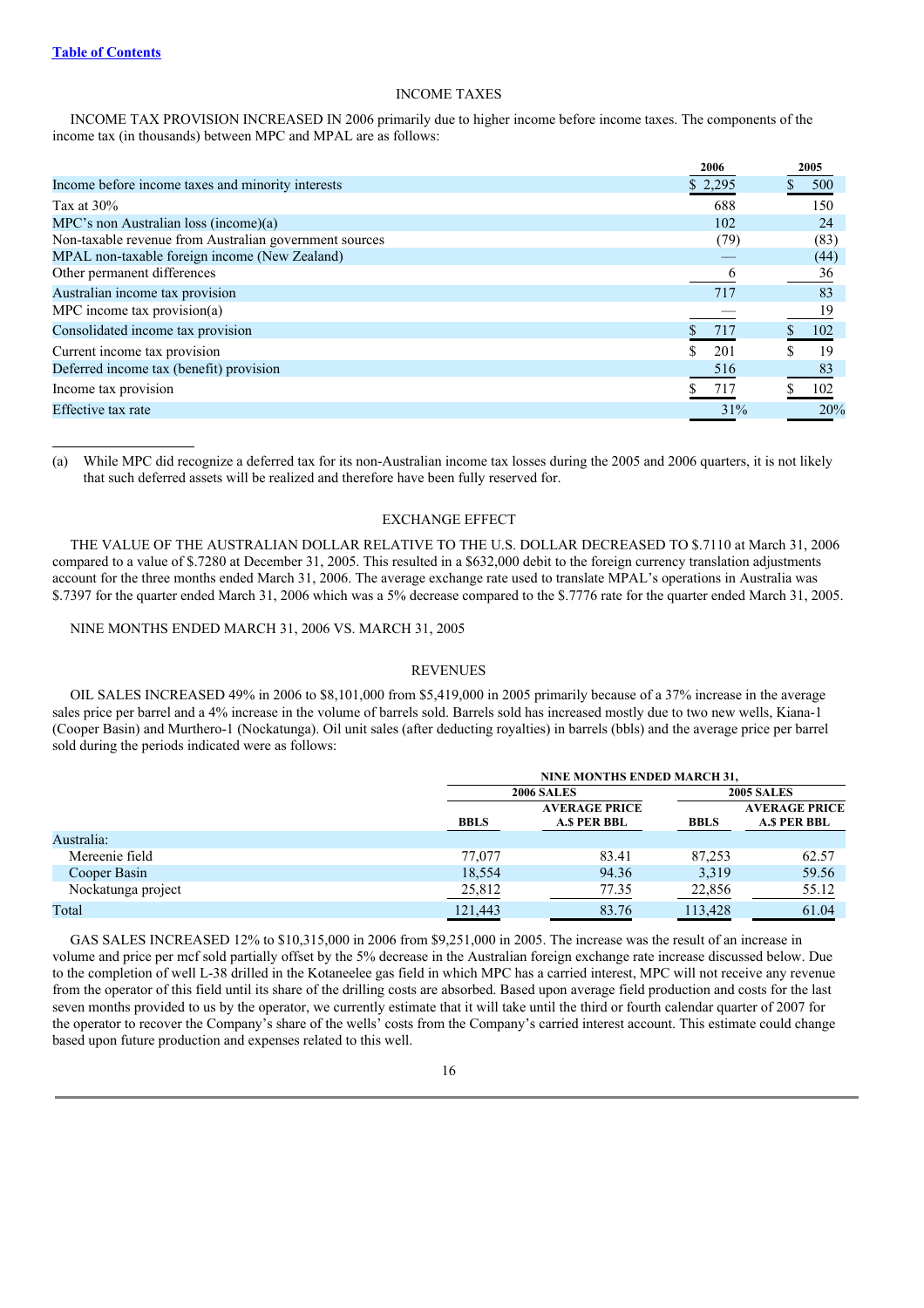[Table of Contents](#)

## INCOME TAXES

INCOME TAX PROVISION INCREASED IN 2006 primarily due to higher income before income taxes. The components of the income tax (in thousands) between MPC and MPAL are as follows:

| | 2006 | 2005 |
|---|---|---|
| Income before income taxes and minority interests | $ 2,295 | $ 500 |
| Tax at 30% | 688 | 150 |
| MPC's non Australian loss (income)(a) | 102 | 24 |
| Non-taxable revenue from Australian government sources | (79) | (83) |
| MPAL non-taxable foreign income (New Zealand) | — | (44) |
| Other permanent differences | 6 | 36 |
| Australian income tax provision | 717 | 83 |
| MPC income tax provision(a) | — | 19 |
| Consolidated income tax provision | $ 717 | $ 102 |
| Current income tax provision | $ 201 | $ 19 |
| Deferred income tax (benefit) provision | 516 | 83 |
| Income tax provision | $ 717 | $ 102 |
| Effective tax rate | 31% | 20% |

(a) While MPC did recognize a deferred tax for its non-Australian income tax losses during the 2005 and 2006 quarters, it is not likely that such deferred assets will be realized and therefore have been fully reserved for.

## EXCHANGE EFFECT

THE VALUE OF THE AUSTRALIAN DOLLAR RELATIVE TO THE U.S. DOLLAR DECREASED TO $.7110 at March 31, 2006 compared to a value of $.7280 at December 31, 2005. This resulted in a $632,000 debit to the foreign currency translation adjustments account for the three months ended March 31, 2006. The average exchange rate used to translate MPAL's operations in Australia was $.7397 for the quarter ended March 31, 2006 which was a 5% decrease compared to the $.7776 rate for the quarter ended March 31, 2005.

NINE MONTHS ENDED MARCH 31, 2006 VS. MARCH 31, 2005

## REVENUES

OIL SALES INCREASED 49% in 2006 to $8,101,000 from $5,419,000 in 2005 primarily because of a 37% increase in the average sales price per barrel and a 4% increase in the volume of barrels sold. Barrels sold has increased mostly due to two new wells, Kiana-1 (Cooper Basin) and Murthero-1 (Nockatunga). Oil unit sales (after deducting royalties) in barrels (bbls) and the average price per barrel sold during the periods indicated were as follows:

| | NINE MONTHS ENDED MARCH 31, | | | |
|---|---|---|---|---|
| | 2006 SALES | | 2005 SALES | |
| | BBLS | AVERAGE PRICE A.$ PER BBL | BBLS | AVERAGE PRICE A.$ PER BBL |
| Australia: | | | | |
| Mereenie field | 77,077 | 83.41 | 87,253 | 62.57 |
| Cooper Basin | 18,554 | 94.36 | 3,319 | 59.56 |
| Nockatunga project | 25,812 | 77.35 | 22,856 | 55.12 |
| Total | 121,443 | 83.76 | 113,428 | 61.04 |

GAS SALES INCREASED 12% to $10,315,000 in 2006 from $9,251,000 in 2005. The increase was the result of an increase in volume and price per mcf sold partially offset by the 5% decrease in the Australian foreign exchange rate increase discussed below. Due to the completion of well L-38 drilled in the Kotaneelee gas field in which MPC has a carried interest, MPC will not receive any revenue from the operator of this field until its share of the drilling costs are absorbed. Based upon average field production and costs for the last seven months provided to us by the operator, we currently estimate that it will take until the third or fourth calendar quarter of 2007 for the operator to recover the Company's share of the wells' costs from the Company's carried interest account. This estimate could change based upon future production and expenses related to this well.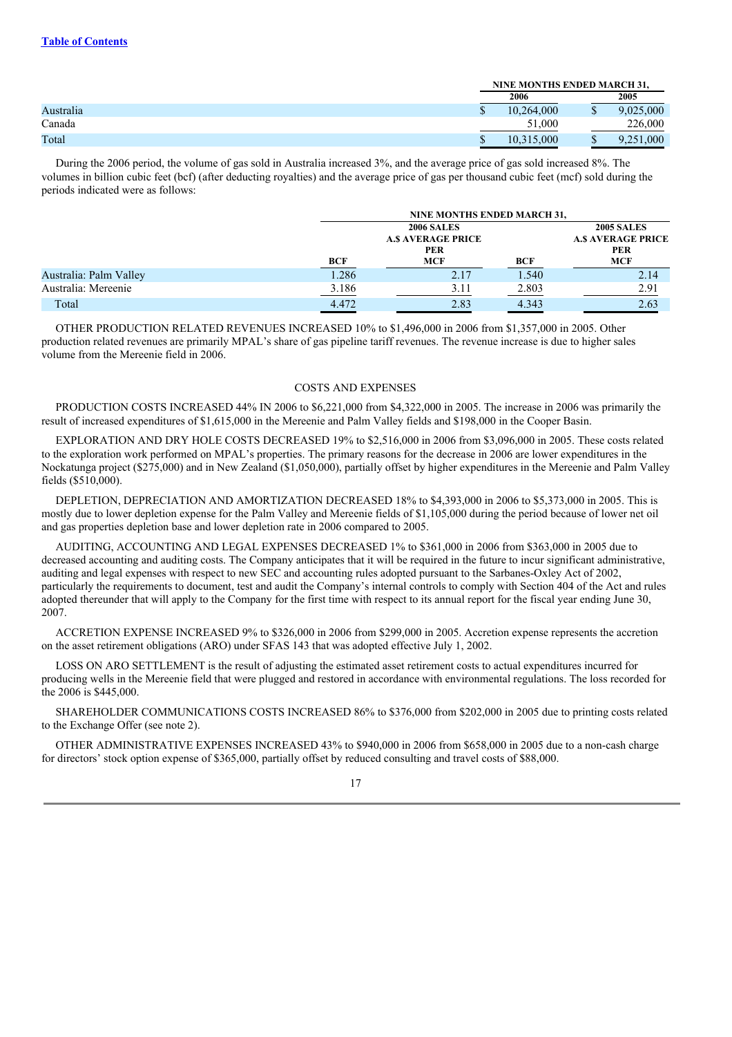| | NINE MONTHS ENDED MARCH 31, | |
|---|---|---|
| | 2006 | 2005 |
| Australia | $ 10,264,000 | $ 9,025,000 |
| Canada | 51,000 | 226,000 |
| Total | $ 10,315,000 | $ 9,251,000 |

During the 2006 period, the volume of gas sold in Australia increased 3%, and the average price of gas sold increased 8%. The volumes in billion cubic feet (bcf) (after deducting royalties) and the average price of gas per thousand cubic feet (mcf) sold during the periods indicated were as follows:

| | NINE MONTHS ENDED MARCH 31, | | | |
|---|---|---|---|---|
| | 2006 SALES | | 2005 SALES | |
| | BCF | A.$ AVERAGE PRICE PER MCF | BCF | A.$ AVERAGE PRICE PER MCF |
| Australia: Palm Valley | 1.286 | 2.17 | 1.540 | 2.14 |
| Australia: Mereenie | 3.186 | 3.11 | 2.803 | 2.91 |
| Total | 4.472 | 2.83 | 4.343 | 2.63 |

OTHER PRODUCTION RELATED REVENUES INCREASED 10% to $1,496,000 in 2006 from $1,357,000 in 2005. Other production related revenues are primarily MPAL's share of gas pipeline tariff revenues. The revenue increase is due to higher sales volume from the Mereenie field in 2006.

## COSTS AND EXPENSES

PRODUCTION COSTS INCREASED 44% IN 2006 to $6,221,000 from $4,322,000 in 2005. The increase in 2006 was primarily the result of increased expenditures of $1,615,000 in the Mereenie and Palm Valley fields and $198,000 in the Cooper Basin.

EXPLORATION AND DRY HOLE COSTS DECREASED 19% to $2,516,000 in 2006 from $3,096,000 in 2005. These costs related to the exploration work performed on MPAL's properties. The primary reasons for the decrease in 2006 are lower expenditures in the Nockatunga project ($275,000) and in New Zealand ($1,050,000), partially offset by higher expenditures in the Mereenie and Palm Valley fields ($510,000).

DEPLETION, DEPRECIATION AND AMORTIZATION DECREASED 18% to $4,393,000 in 2006 to $5,373,000 in 2005. This is mostly due to lower depletion expense for the Palm Valley and Mereenie fields of $1,105,000 during the period because of lower net oil and gas properties depletion base and lower depletion rate in 2006 compared to 2005.

AUDITING, ACCOUNTING AND LEGAL EXPENSES DECREASED 1% to $361,000 in 2006 from $363,000 in 2005 due to decreased accounting and auditing costs. The Company anticipates that it will be required in the future to incur significant administrative, auditing and legal expenses with respect to new SEC and accounting rules adopted pursuant to the Sarbanes-Oxley Act of 2002, particularly the requirements to document, test and audit the Company's internal controls to comply with Section 404 of the Act and rules adopted thereunder that will apply to the Company for the first time with respect to its annual report for the fiscal year ending June 30, 2007.

ACCRETION EXPENSE INCREASED 9% to $326,000 in 2006 from $299,000 in 2005. Accretion expense represents the accretion on the asset retirement obligations (ARO) under SFAS 143 that was adopted effective July 1, 2002.

LOSS ON ARO SETTLEMENT is the result of adjusting the estimated asset retirement costs to actual expenditures incurred for producing wells in the Mereenie field that were plugged and restored in accordance with environmental regulations. The loss recorded for the 2006 is $445,000.

SHAREHOLDER COMMUNICATIONS COSTS INCREASED 86% to $376,000 from $202,000 in 2005 due to printing costs related to the Exchange Offer (see note 2).

OTHER ADMINISTRATIVE EXPENSES INCREASED 43% to $940,000 in 2006 from $658,000 in 2005 due to a non-cash charge for directors' stock option expense of $365,000, partially offset by reduced consulting and travel costs of $88,000.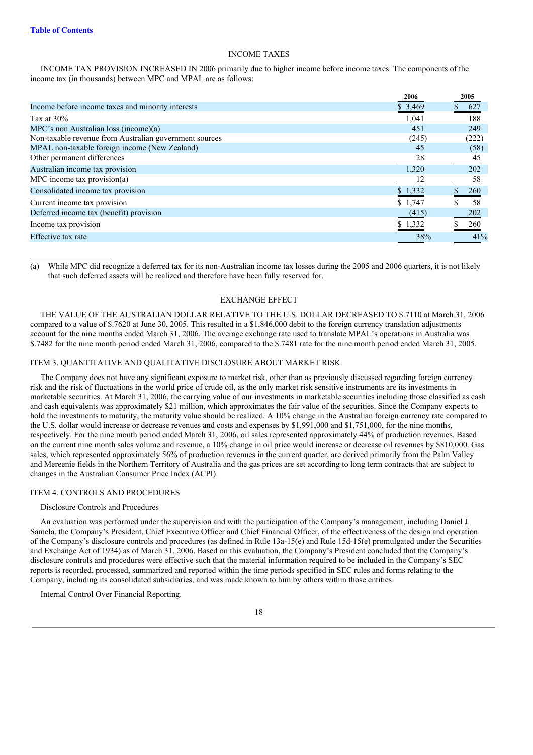[Table of Contents](#)

### INCOME TAXES

INCOME TAX PROVISION INCREASED IN 2006 primarily due to higher income before income taxes. The components of the income tax (in thousands) between MPC and MPAL are as follows:

| | 2006 | 2005 |
|---|---|---|
| Income before income taxes and minority interests | $ 3,469 | $ 627 |
| Tax at 30% | 1,041 | 188 |
| MPC's non Australian loss (income)(a) | 451 | 249 |
| Non-taxable revenue from Australian government sources | (245) | (222) |
| MPAL non-taxable foreign income (New Zealand) | 45 | (58) |
| Other permanent differences | 28 | 45 |
| Australian income tax provision | 1,320 | 202 |
| MPC income tax provision(a) | 12 | 58 |
| Consolidated income tax provision | $ 1,332 | $ 260 |
| Current income tax provision | $ 1,747 | $ 58 |
| Deferred income tax (benefit) provision | (415) | 202 |
| Income tax provision | $ 1,332 | $ 260 |
| Effective tax rate | 38% | 41% |

(a) While MPC did recognize a deferred tax for its non-Australian income tax losses during the 2005 and 2006 quarters, it is not likely that such deferred assets will be realized and therefore have been fully reserved for.

### EXCHANGE EFFECT

THE VALUE OF THE AUSTRALIAN DOLLAR RELATIVE TO THE U.S. DOLLAR DECREASED TO $.7110 at March 31, 2006 compared to a value of $.7620 at June 30, 2005. This resulted in a $1,846,000 debit to the foreign currency translation adjustments account for the nine months ended March 31, 2006. The average exchange rate used to translate MPAL's operations in Australia was $.7482 for the nine month period ended March 31, 2006, compared to the $.7481 rate for the nine month period ended March 31, 2005.

## ITEM 3. QUANTITATIVE AND QUALITATIVE DISCLOSURE ABOUT MARKET RISK

The Company does not have any significant exposure to market risk, other than as previously discussed regarding foreign currency risk and the risk of fluctuations in the world price of crude oil, as the only market risk sensitive instruments are its investments in marketable securities. At March 31, 2006, the carrying value of our investments in marketable securities including those classified as cash and cash equivalents was approximately $21 million, which approximates the fair value of the securities. Since the Company expects to hold the investments to maturity, the maturity value should be realized. A 10% change in the Australian foreign currency rate compared to the U.S. dollar would increase or decrease revenues and costs and expenses by $1,991,000 and $1,751,000, for the nine months, respectively. For the nine month period ended March 31, 2006, oil sales represented approximately 44% of production revenues. Based on the current nine month sales volume and revenue, a 10% change in oil price would increase or decrease oil revenues by $810,000. Gas sales, which represented approximately 56% of production revenues in the current quarter, are derived primarily from the Palm Valley and Mereenie fields in the Northern Territory of Australia and the gas prices are set according to long term contracts that are subject to changes in the Australian Consumer Price Index (ACPI).

## ITEM 4. CONTROLS AND PROCEDURES

Disclosure Controls and Procedures

An evaluation was performed under the supervision and with the participation of the Company's management, including Daniel J. Samela, the Company's President, Chief Executive Officer and Chief Financial Officer, of the effectiveness of the design and operation of the Company's disclosure controls and procedures (as defined in Rule 13a-15(e) and Rule 15d-15(e) promulgated under the Securities and Exchange Act of 1934) as of March 31, 2006. Based on this evaluation, the Company's President concluded that the Company's disclosure controls and procedures were effective such that the material information required to be included in the Company's SEC reports is recorded, processed, summarized and reported within the time periods specified in SEC rules and forms relating to the Company, including its consolidated subsidiaries, and was made known to him by others within those entities.

Internal Control Over Financial Reporting.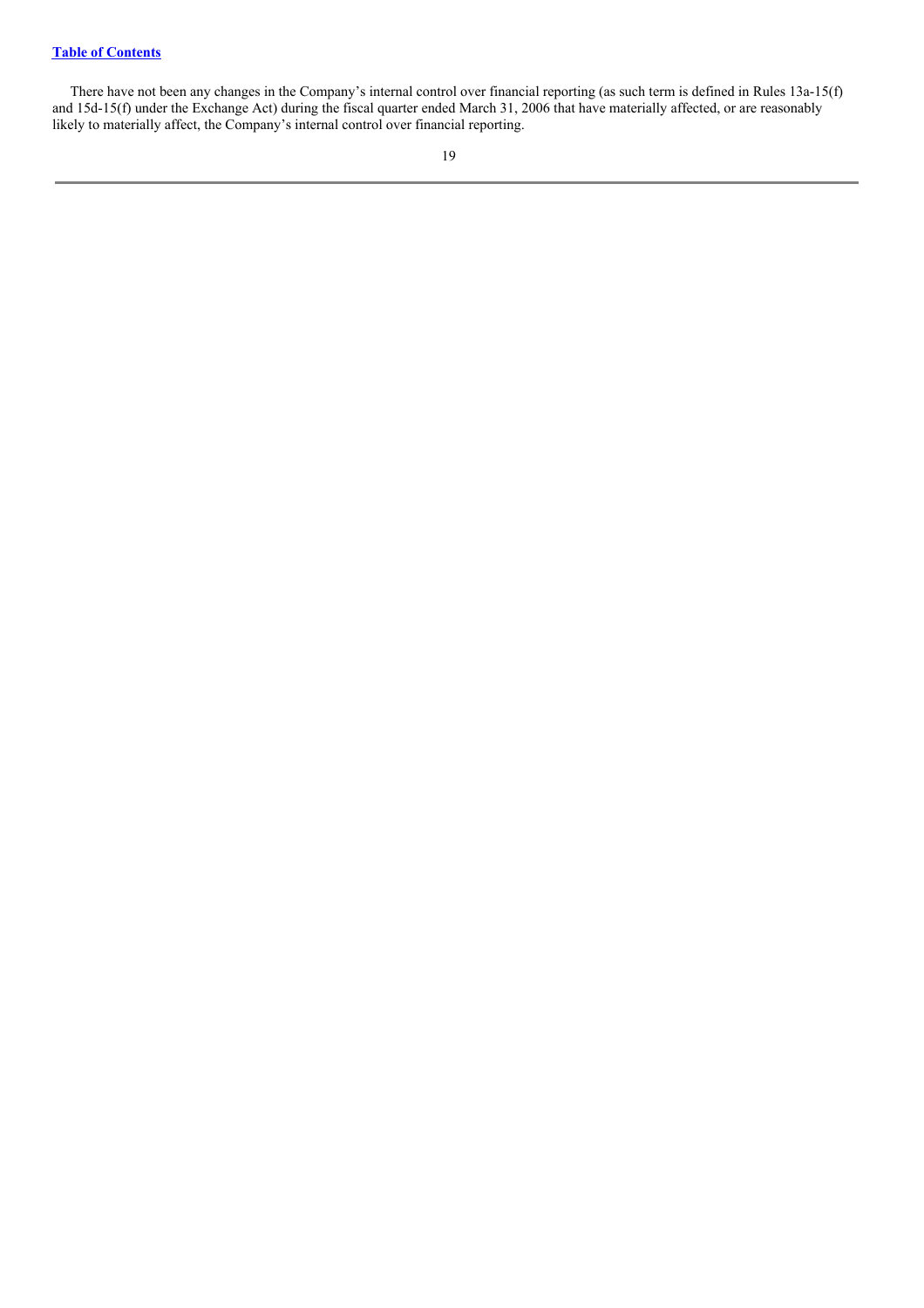[Table of Contents](#)

There have not been any changes in the Company's internal control over financial reporting (as such term is defined in Rules 13a-15(f) and 15d-15(f) under the Exchange Act) during the fiscal quarter ended March 31, 2006 that have materially affected, or are reasonably likely to materially affect, the Company's internal control over financial reporting.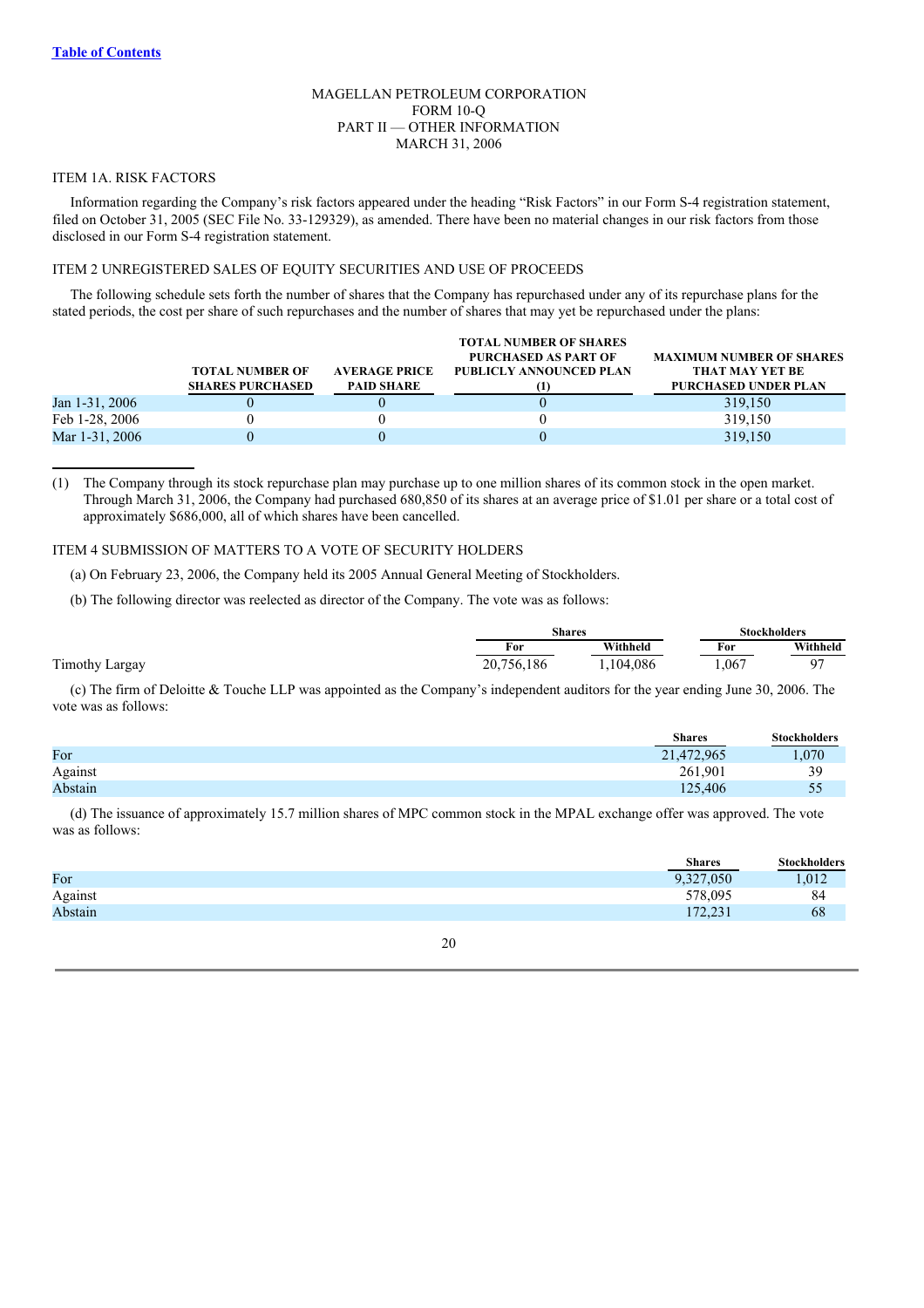[Table of Contents](#)

MAGELLAN PETROLEUM CORPORATION
FORM 10-Q
PART II — OTHER INFORMATION
MARCH 31, 2006

## ITEM 1A. RISK FACTORS

Information regarding the Company's risk factors appeared under the heading "Risk Factors" in our Form S-4 registration statement, filed on October 31, 2005 (SEC File No. 33-129329), as amended. There have been no material changes in our risk factors from those disclosed in our Form S-4 registration statement.

## ITEM 2 UNREGISTERED SALES OF EQUITY SECURITIES AND USE OF PROCEEDS

The following schedule sets forth the number of shares that the Company has repurchased under any of its repurchase plans for the stated periods, the cost per share of such repurchases and the number of shares that may yet be repurchased under the plans:

| | TOTAL NUMBER OF SHARES PURCHASED | AVERAGE PRICE PAID SHARE | TOTAL NUMBER OF SHARES PURCHASED AS PART OF PUBLICLY ANNOUNCED PLAN (1) | MAXIMUM NUMBER OF SHARES THAT MAY YET BE PURCHASED UNDER PLAN |
|---|---|---|---|---|
| Jan 1-31, 2006 | 0 | 0 | 0 | 319,150 |
| Feb 1-28, 2006 | 0 | 0 | 0 | 319,150 |
| Mar 1-31, 2006 | 0 | 0 | 0 | 319,150 |

(1) The Company through its stock repurchase plan may purchase up to one million shares of its common stock in the open market. Through March 31, 2006, the Company had purchased 680,850 of its shares at an average price of $1.01 per share or a total cost of approximately $686,000, all of which shares have been cancelled.

## ITEM 4 SUBMISSION OF MATTERS TO A VOTE OF SECURITY HOLDERS

(a) On February 23, 2006, the Company held its 2005 Annual General Meeting of Stockholders.

(b) The following director was reelected as director of the Company. The vote was as follows:

| | Shares | | Stockholders | |
|---|---|---|---|---|
| | For | Withheld | For | Withheld |
| Timothy Largay | 20,756,186 | 1,104,086 | 1,067 | 97 |

(c) The firm of Deloitte & Touche LLP was appointed as the Company's independent auditors for the year ending June 30, 2006. The vote was as follows:

| | Shares | Stockholders |
|---|---|---|
| For | 21,472,965 | 1,070 |
| Against | 261,901 | 39 |
| Abstain | 125,406 | 55 |

(d) The issuance of approximately 15.7 million shares of MPC common stock in the MPAL exchange offer was approved. The vote was as follows:

| | Shares | Stockholders |
|---|---|---|
| For | 9,327,050 | 1,012 |
| Against | 578,095 | 84 |
| Abstain | 172,231 | 68 |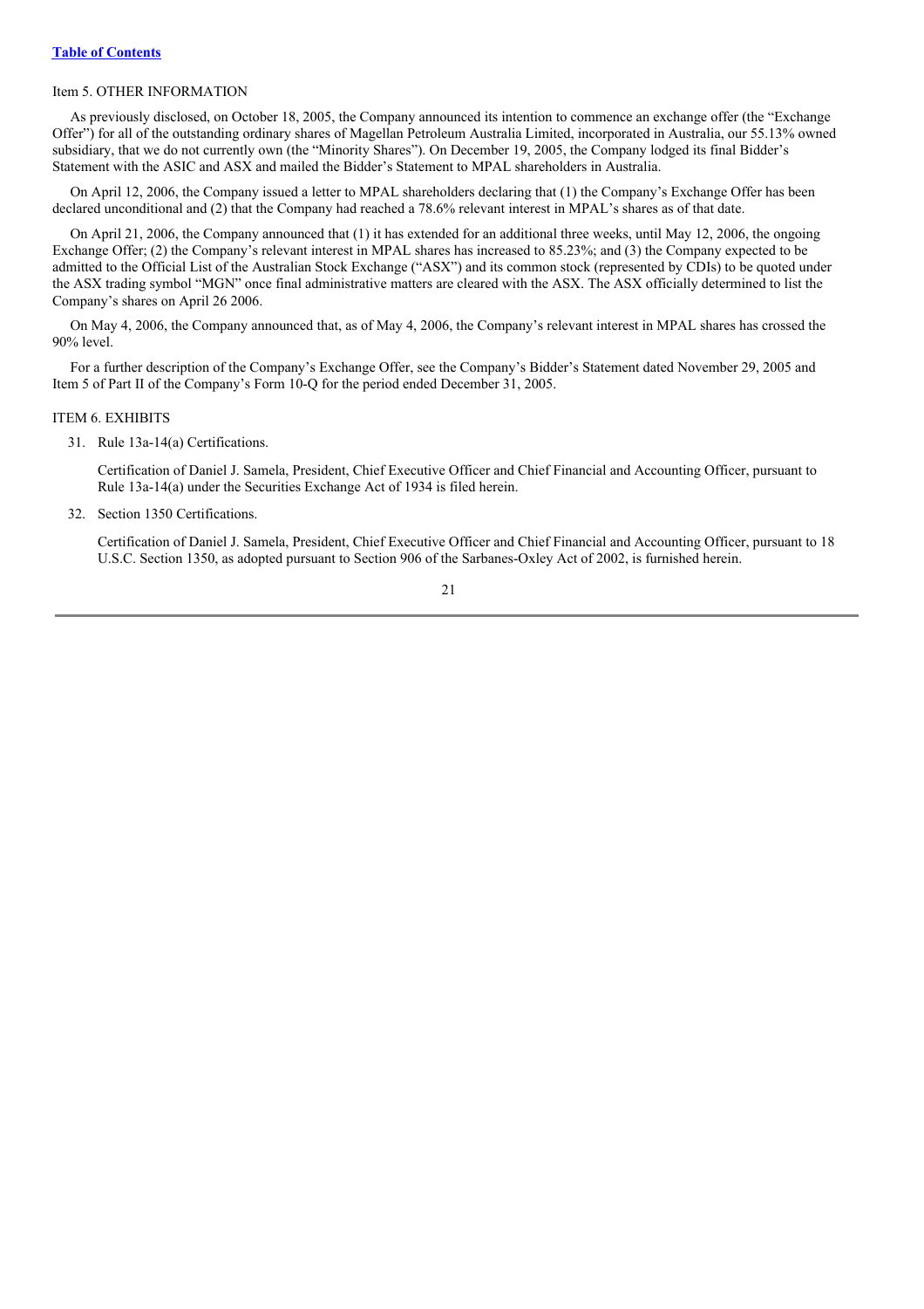[Table of Contents](#)

## Item 5. OTHER INFORMATION

As previously disclosed, on October 18, 2005, the Company announced its intention to commence an exchange offer (the "Exchange Offer") for all of the outstanding ordinary shares of Magellan Petroleum Australia Limited, incorporated in Australia, our 55.13% owned subsidiary, that we do not currently own (the "Minority Shares"). On December 19, 2005, the Company lodged its final Bidder's Statement with the ASIC and ASX and mailed the Bidder's Statement to MPAL shareholders in Australia.

On April 12, 2006, the Company issued a letter to MPAL shareholders declaring that (1) the Company's Exchange Offer has been declared unconditional and (2) that the Company had reached a 78.6% relevant interest in MPAL's shares as of that date.

On April 21, 2006, the Company announced that (1) it has extended for an additional three weeks, until May 12, 2006, the ongoing Exchange Offer; (2) the Company's relevant interest in MPAL shares has increased to 85.23%; and (3) the Company expected to be admitted to the Official List of the Australian Stock Exchange ("ASX") and its common stock (represented by CDIs) to be quoted under the ASX trading symbol "MGN" once final administrative matters are cleared with the ASX. The ASX officially determined to list the Company's shares on April 26 2006.

On May 4, 2006, the Company announced that, as of May 4, 2006, the Company's relevant interest in MPAL shares has crossed the 90% level.

For a further description of the Company's Exchange Offer, see the Company's Bidder's Statement dated November 29, 2005 and Item 5 of Part II of the Company's Form 10-Q for the period ended December 31, 2005.

## ITEM 6. EXHIBITS

31. Rule 13a-14(a) Certifications.

    Certification of Daniel J. Samela, President, Chief Executive Officer and Chief Financial and Accounting Officer, pursuant to Rule 13a-14(a) under the Securities Exchange Act of 1934 is filed herein.

32. Section 1350 Certifications.

    Certification of Daniel J. Samela, President, Chief Executive Officer and Chief Financial and Accounting Officer, pursuant to 18 U.S.C. Section 1350, as adopted pursuant to Section 906 of the Sarbanes-Oxley Act of 2002, is furnished herein.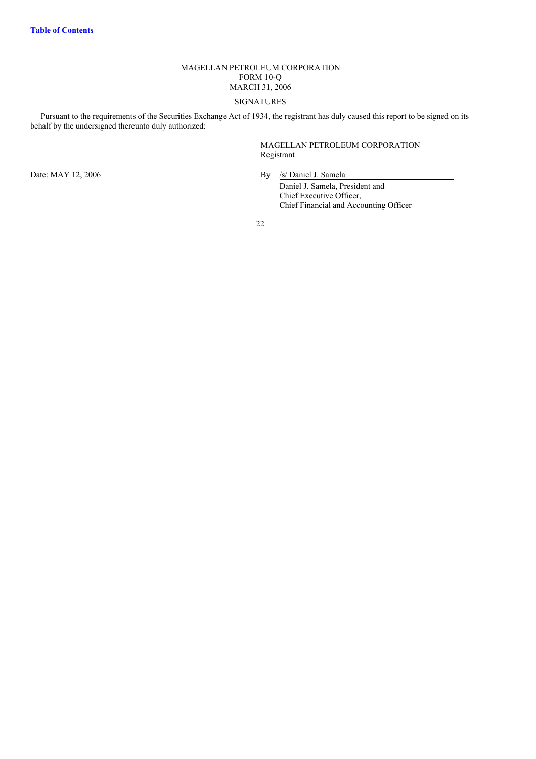[Table of Contents](#)

MAGELLAN PETROLEUM CORPORATION
FORM 10-Q
MARCH 31, 2006

SIGNATURES

Pursuant to the requirements of the Securities Exchange Act of 1934, the registrant has duly caused this report to be signed on its behalf by the undersigned thereunto duly authorized:

MAGELLAN PETROLEUM CORPORATION
Registrant

Date: MAY 12, 2006

By /s/ Daniel J. Samela
Daniel J. Samela, President and
Chief Executive Officer,
Chief Financial and Accounting Officer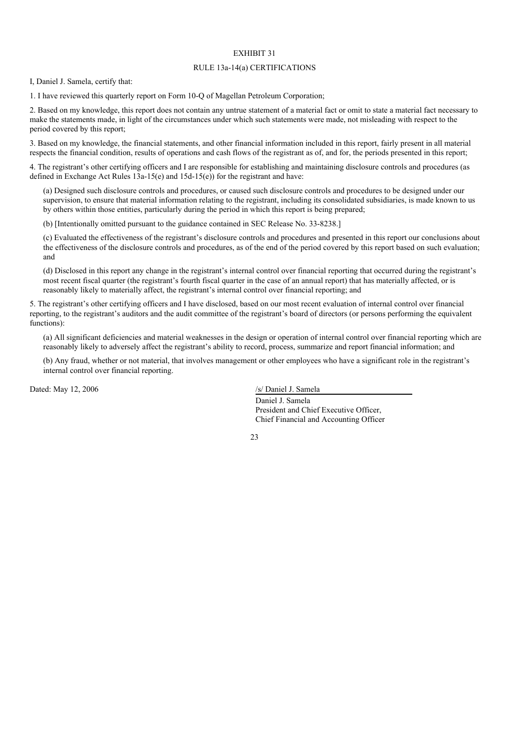# EXHIBIT 31

## RULE 13a-14(a) CERTIFICATIONS

I, Daniel J. Samela, certify that:

1. I have reviewed this quarterly report on Form 10-Q of Magellan Petroleum Corporation;

2. Based on my knowledge, this report does not contain any untrue statement of a material fact or omit to state a material fact necessary to make the statements made, in light of the circumstances under which such statements were made, not misleading with respect to the period covered by this report;

3. Based on my knowledge, the financial statements, and other financial information included in this report, fairly present in all material respects the financial condition, results of operations and cash flows of the registrant as of, and for, the periods presented in this report;

4. The registrant's other certifying officers and I are responsible for establishing and maintaining disclosure controls and procedures (as defined in Exchange Act Rules 13a-15(e) and 15d-15(e)) for the registrant and have:

   (a) Designed such disclosure controls and procedures, or caused such disclosure controls and procedures to be designed under our supervision, to ensure that material information relating to the registrant, including its consolidated subsidiaries, is made known to us by others within those entities, particularly during the period in which this report is being prepared;

   (b) [Intentionally omitted pursuant to the guidance contained in SEC Release No. 33-8238.]

   (c) Evaluated the effectiveness of the registrant's disclosure controls and procedures and presented in this report our conclusions about the effectiveness of the disclosure controls and procedures, as of the end of the period covered by this report based on such evaluation; and

   (d) Disclosed in this report any change in the registrant's internal control over financial reporting that occurred during the registrant's most recent fiscal quarter (the registrant's fourth fiscal quarter in the case of an annual report) that has materially affected, or is reasonably likely to materially affect, the registrant's internal control over financial reporting; and

5. The registrant's other certifying officers and I have disclosed, based on our most recent evaluation of internal control over financial reporting, to the registrant's auditors and the audit committee of the registrant's board of directors (or persons performing the equivalent functions):

   (a) All significant deficiencies and material weaknesses in the design or operation of internal control over financial reporting which are reasonably likely to adversely affect the registrant's ability to record, process, summarize and report financial information; and

   (b) Any fraud, whether or not material, that involves management or other employees who have a significant role in the registrant's internal control over financial reporting.

Dated: May 12, 2006

/s/ Daniel J. Samela

Daniel J. Samela
President and Chief Executive Officer,
Chief Financial and Accounting Officer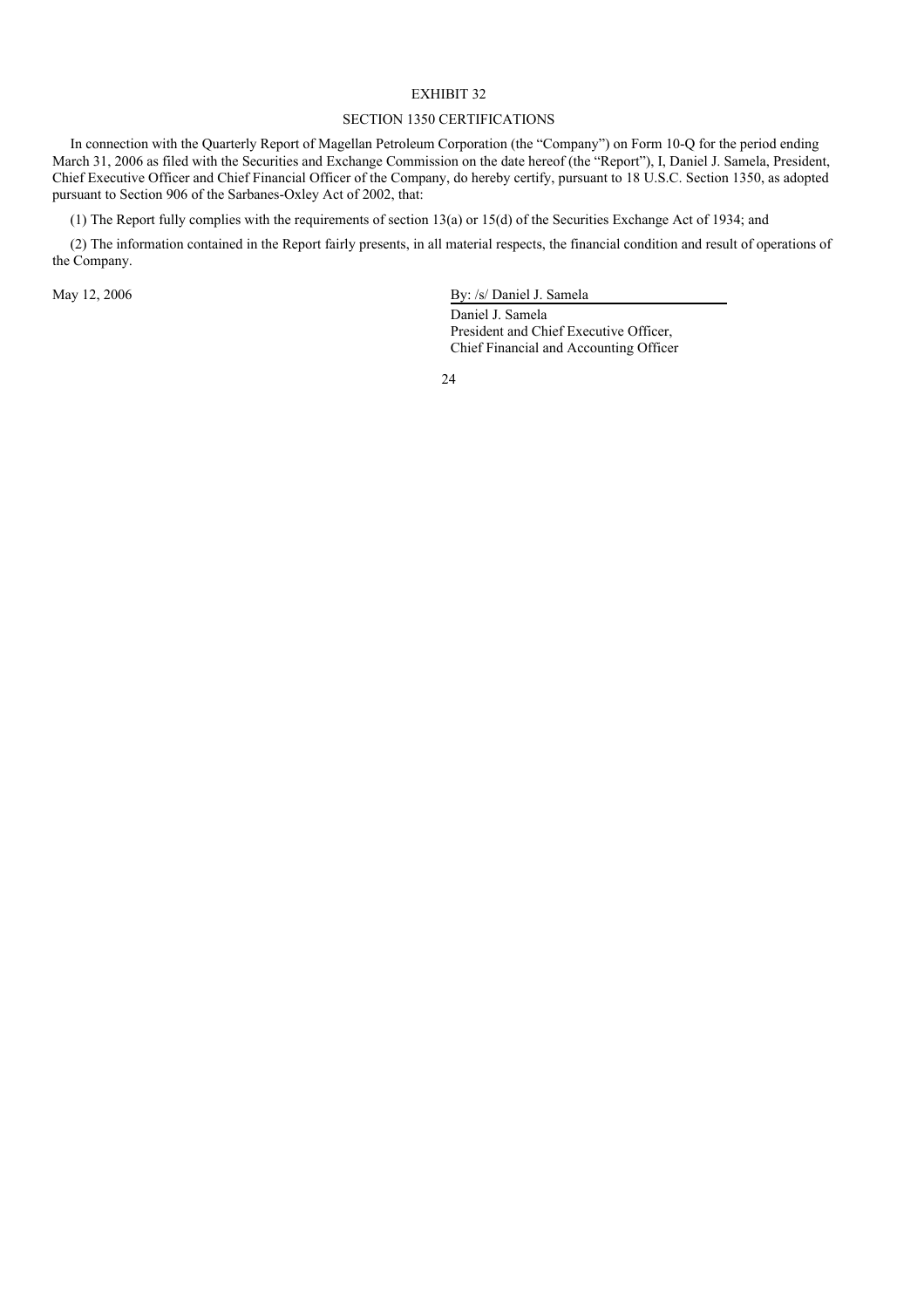# EXHIBIT 32

## SECTION 1350 CERTIFICATIONS

In connection with the Quarterly Report of Magellan Petroleum Corporation (the "Company") on Form 10-Q for the period ending March 31, 2006 as filed with the Securities and Exchange Commission on the date hereof (the "Report"), I, Daniel J. Samela, President, Chief Executive Officer and Chief Financial Officer of the Company, do hereby certify, pursuant to 18 U.S.C. Section 1350, as adopted pursuant to Section 906 of the Sarbanes-Oxley Act of 2002, that:

(1) The Report fully complies with the requirements of section 13(a) or 15(d) of the Securities Exchange Act of 1934; and

(2) The information contained in the Report fairly presents, in all material respects, the financial condition and result of operations of the Company.

May 12, 2006

By: /s/ Daniel J. Samela

Daniel J. Samela
President and Chief Executive Officer,
Chief Financial and Accounting Officer